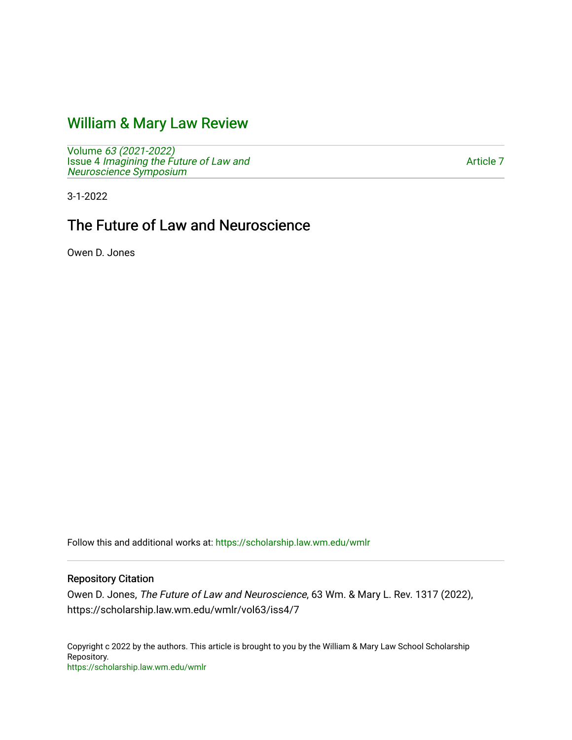# William & Mary Law Review

Volume *63 (2021-2022)*
Issue 4 *Imagining the Future of Law and Neuroscience Symposium*

Article 7

3-1-2022

## The Future of Law and Neuroscience

Owen D. Jones

Follow this and additional works at: https://scholarship.law.wm.edu/wmlr

### Repository Citation

Owen D. Jones, *The Future of Law and Neuroscience*, 63 Wm. & Mary L. Rev. 1317 (2022), https://scholarship.law.wm.edu/wmlr/vol63/iss4/7

Copyright c 2022 by the authors. This article is brought to you by the William & Mary Law School Scholarship Repository.
https://scholarship.law.wm.edu/wmlr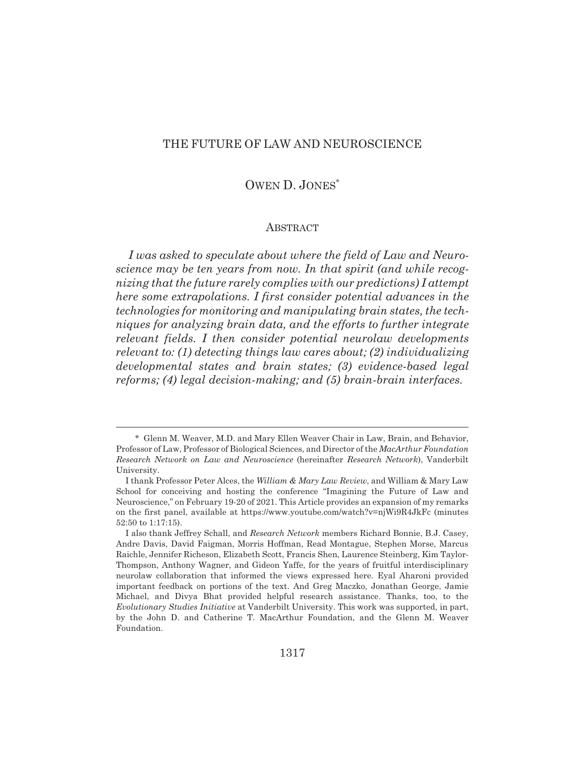# THE FUTURE OF LAW AND NEUROSCIENCE

## OWEN D. JONES*

### ABSTRACT

*I was asked to speculate about where the field of Law and Neuroscience may be ten years from now. In that spirit (and while recognizing that the future rarely complies with our predictions) I attempt here some extrapolations. I first consider potential advances in the technologies for monitoring and manipulating brain states, the techniques for analyzing brain data, and the efforts to further integrate relevant fields. I then consider potential neurolaw developments relevant to: (1) detecting things law cares about; (2) individualizing developmental states and brain states; (3) evidence-based legal reforms; (4) legal decision-making; and (5) brain-brain interfaces.*

---

\* Glenn M. Weaver, M.D. and Mary Ellen Weaver Chair in Law, Brain, and Behavior, Professor of Law, Professor of Biological Sciences, and Director of the *MacArthur Foundation Research Network on Law and Neuroscience* (hereinafter *Research Network*), Vanderbilt University.

I thank Professor Peter Alces, the *William & Mary Law Review*, and William & Mary Law School for conceiving and hosting the conference "Imagining the Future of Law and Neuroscience," on February 19-20 of 2021. This Article provides an expansion of my remarks on the first panel, available at https://www.youtube.com/watch?v=njWi9R4JkFc (minutes 52:50 to 1:17:15).

I also thank Jeffrey Schall, and *Research Network* members Richard Bonnie, B.J. Casey, Andre Davis, David Faigman, Morris Hoffman, Read Montague, Stephen Morse, Marcus Raichle, Jennifer Richeson, Elizabeth Scott, Francis Shen, Laurence Steinberg, Kim Taylor-Thompson, Anthony Wagner, and Gideon Yaffe, for the years of fruitful interdisciplinary neurolaw collaboration that informed the views expressed here. Eyal Aharoni provided important feedback on portions of the text. And Greg Maczko, Jonathan George, Jamie Michael, and Divya Bhat provided helpful research assistance. Thanks, too, to the *Evolutionary Studies Initiative* at Vanderbilt University. This work was supported, in part, by the John D. and Catherine T. MacArthur Foundation, and the Glenn M. Weaver Foundation.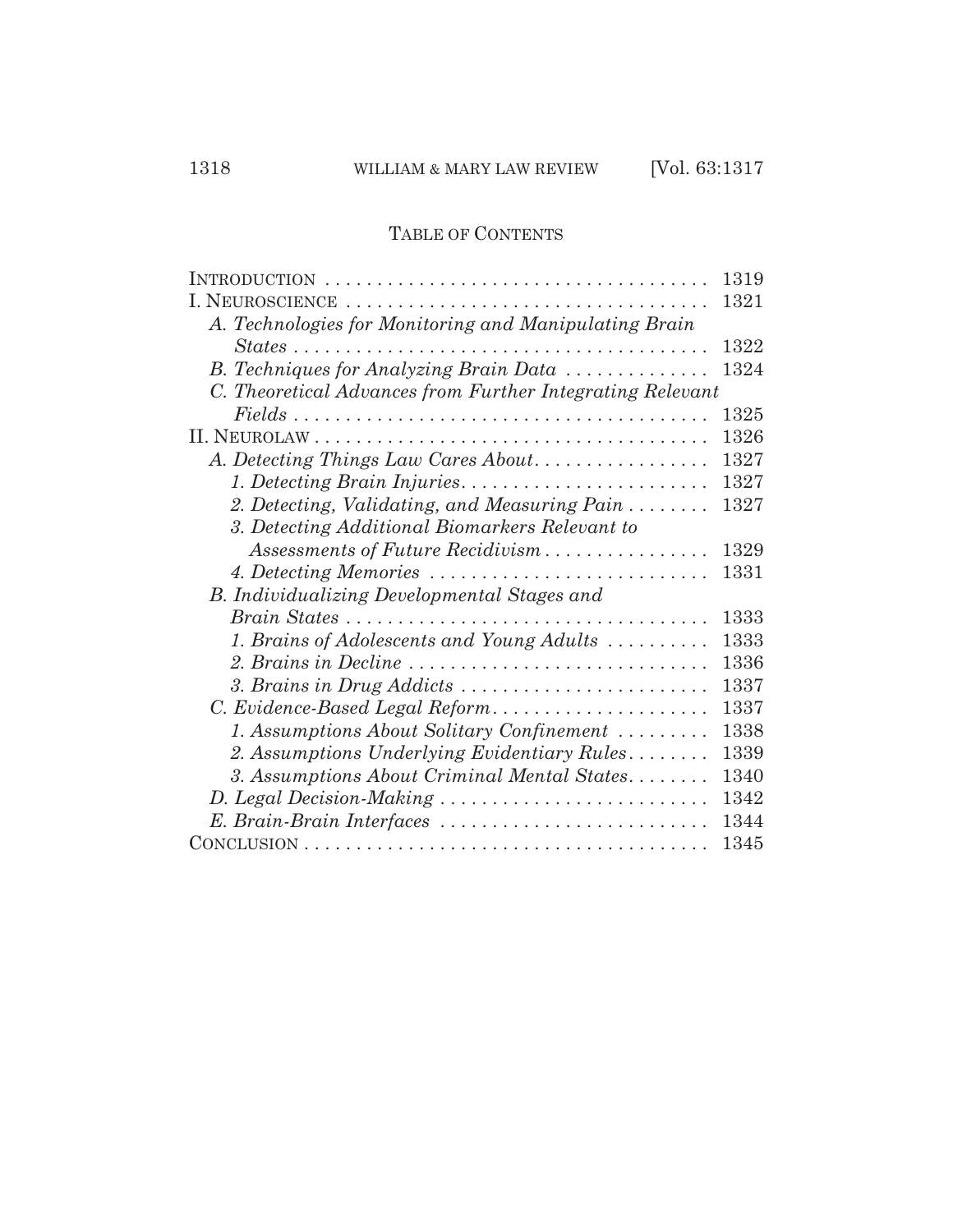## TABLE OF CONTENTS

| | |
|---|---|
| INTRODUCTION | 1319 |
| I. NEUROSCIENCE | 1321 |
| *A. Technologies for Monitoring and Manipulating Brain States* | 1322 |
| *B. Techniques for Analyzing Brain Data* | 1324 |
| *C. Theoretical Advances from Further Integrating Relevant Fields* | 1325 |
| II. NEUROLAW | 1326 |
| *A. Detecting Things Law Cares About* | 1327 |
| *1. Detecting Brain Injuries* | 1327 |
| *2. Detecting, Validating, and Measuring Pain* | 1327 |
| *3. Detecting Additional Biomarkers Relevant to Assessments of Future Recidivism* | 1329 |
| *4. Detecting Memories* | 1331 |
| *B. Individualizing Developmental Stages and Brain States* | 1333 |
| *1. Brains of Adolescents and Young Adults* | 1333 |
| *2. Brains in Decline* | 1336 |
| *3. Brains in Drug Addicts* | 1337 |
| *C. Evidence-Based Legal Reform* | 1337 |
| *1. Assumptions About Solitary Confinement* | 1338 |
| *2. Assumptions Underlying Evidentiary Rules* | 1339 |
| *3. Assumptions About Criminal Mental States* | 1340 |
| *D. Legal Decision-Making* | 1342 |
| *E. Brain-Brain Interfaces* | 1344 |
| CONCLUSION | 1345 |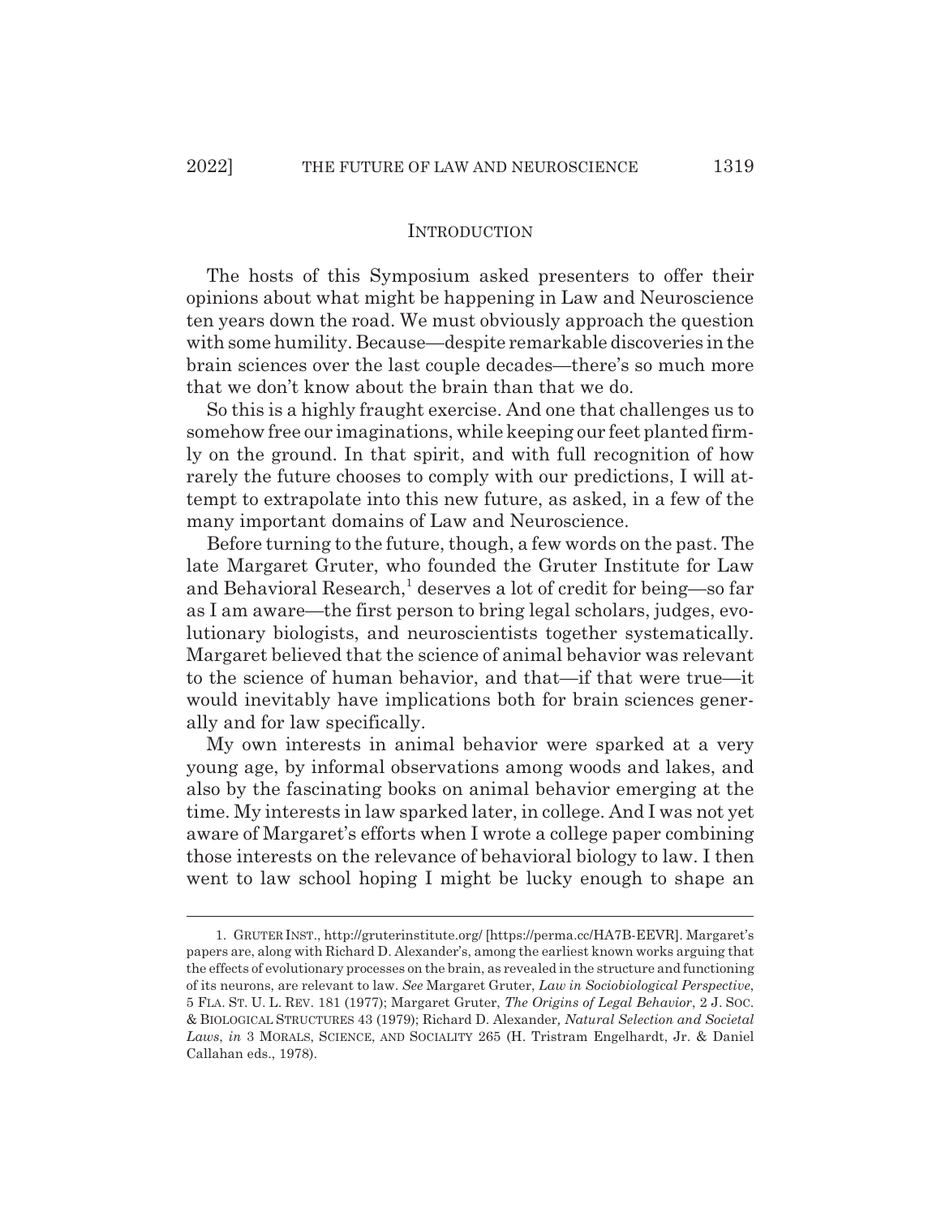## INTRODUCTION

The hosts of this Symposium asked presenters to offer their opinions about what might be happening in Law and Neuroscience ten years down the road. We must obviously approach the question with some humility. Because—despite remarkable discoveries in the brain sciences over the last couple decades—there's so much more that we don't know about the brain than that we do.

So this is a highly fraught exercise. And one that challenges us to somehow free our imaginations, while keeping our feet planted firmly on the ground. In that spirit, and with full recognition of how rarely the future chooses to comply with our predictions, I will attempt to extrapolate into this new future, as asked, in a few of the many important domains of Law and Neuroscience.

Before turning to the future, though, a few words on the past. The late Margaret Gruter, who founded the Gruter Institute for Law and Behavioral Research,[1] deserves a lot of credit for being—so far as I am aware—the first person to bring legal scholars, judges, evolutionary biologists, and neuroscientists together systematically. Margaret believed that the science of animal behavior was relevant to the science of human behavior, and that—if that were true—it would inevitably have implications both for brain sciences generally and for law specifically.

My own interests in animal behavior were sparked at a very young age, by informal observations among woods and lakes, and also by the fascinating books on animal behavior emerging at the time. My interests in law sparked later, in college. And I was not yet aware of Margaret's efforts when I wrote a college paper combining those interests on the relevance of behavioral biology to law. I then went to law school hoping I might be lucky enough to shape an

---

1. GRUTER INST., http://gruterinstitute.org/ [https://perma.cc/HA7B-EEVR]. Margaret's papers are, along with Richard D. Alexander's, among the earliest known works arguing that the effects of evolutionary processes on the brain, as revealed in the structure and functioning of its neurons, are relevant to law. *See* Margaret Gruter, *Law in Sociobiological Perspective*, 5 FLA. ST. U. L. REV. 181 (1977); Margaret Gruter, *The Origins of Legal Behavior*, 2 J. SOC. & BIOLOGICAL STRUCTURES 43 (1979); Richard D. Alexander, *Natural Selection and Societal Laws*, *in* 3 MORALS, SCIENCE, AND SOCIALITY 265 (H. Tristram Engelhardt, Jr. & Daniel Callahan eds., 1978).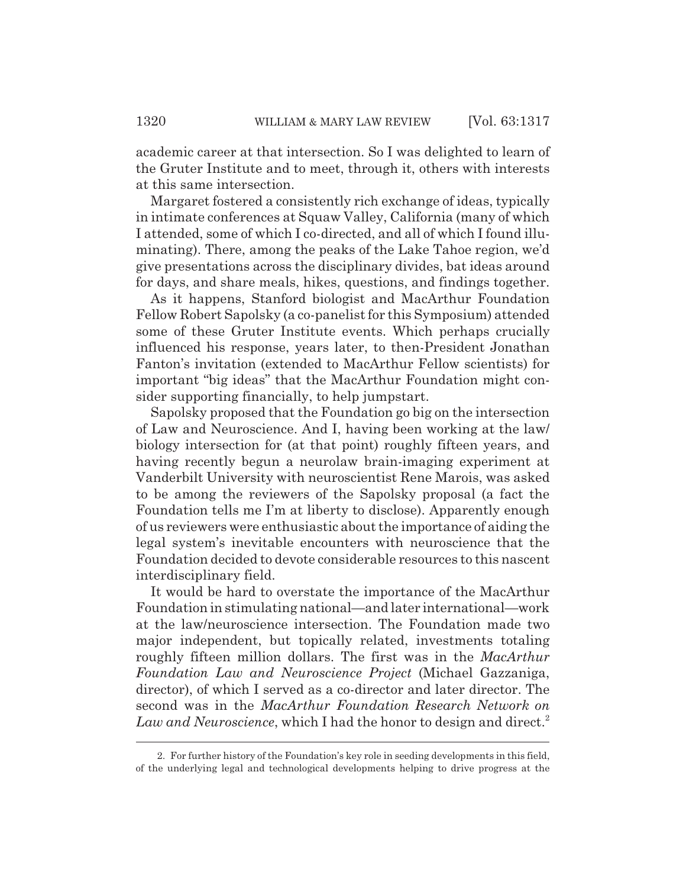academic career at that intersection. So I was delighted to learn of the Gruter Institute and to meet, through it, others with interests at this same intersection.

Margaret fostered a consistently rich exchange of ideas, typically in intimate conferences at Squaw Valley, California (many of which I attended, some of which I co-directed, and all of which I found illuminating). There, among the peaks of the Lake Tahoe region, we'd give presentations across the disciplinary divides, bat ideas around for days, and share meals, hikes, questions, and findings together.

As it happens, Stanford biologist and MacArthur Foundation Fellow Robert Sapolsky (a co-panelist for this Symposium) attended some of these Gruter Institute events. Which perhaps crucially influenced his response, years later, to then-President Jonathan Fanton's invitation (extended to MacArthur Fellow scientists) for important "big ideas" that the MacArthur Foundation might consider supporting financially, to help jumpstart.

Sapolsky proposed that the Foundation go big on the intersection of Law and Neuroscience. And I, having been working at the law/biology intersection for (at that point) roughly fifteen years, and having recently begun a neurolaw brain-imaging experiment at Vanderbilt University with neuroscientist Rene Marois, was asked to be among the reviewers of the Sapolsky proposal (a fact the Foundation tells me I'm at liberty to disclose). Apparently enough of us reviewers were enthusiastic about the importance of aiding the legal system's inevitable encounters with neuroscience that the Foundation decided to devote considerable resources to this nascent interdisciplinary field.

It would be hard to overstate the importance of the MacArthur Foundation in stimulating national—and later international—work at the law/neuroscience intersection. The Foundation made two major independent, but topically related, investments totaling roughly fifteen million dollars. The first was in the *MacArthur Foundation Law and Neuroscience Project* (Michael Gazzaniga, director), of which I served as a co-director and later director. The second was in the *MacArthur Foundation Research Network on Law and Neuroscience*, which I had the honor to design and direct.[2]

---

2. For further history of the Foundation's key role in seeding developments in this field, of the underlying legal and technological developments helping to drive progress at the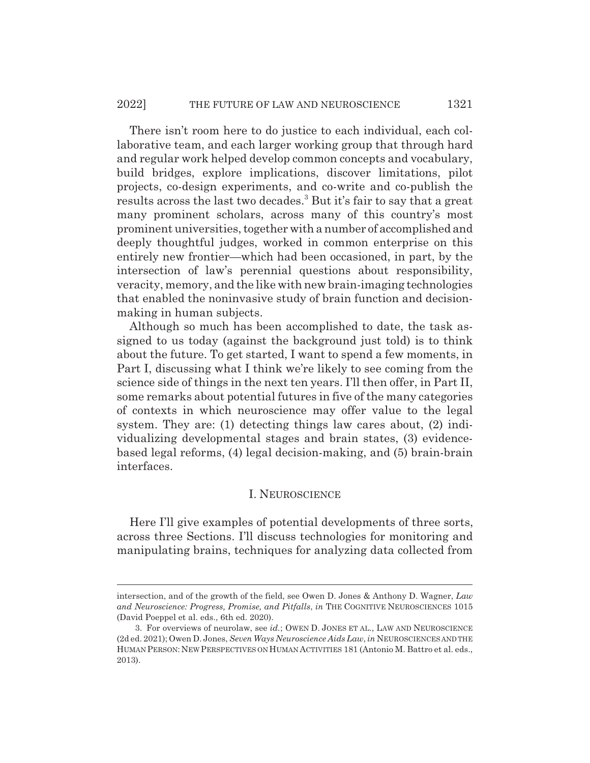There isn't room here to do justice to each individual, each collaborative team, and each larger working group that through hard and regular work helped develop common concepts and vocabulary, build bridges, explore implications, discover limitations, pilot projects, co-design experiments, and co-write and co-publish the results across the last two decades.[3] But it's fair to say that a great many prominent scholars, across many of this country's most prominent universities, together with a number of accomplished and deeply thoughtful judges, worked in common enterprise on this entirely new frontier—which had been occasioned, in part, by the intersection of law's perennial questions about responsibility, veracity, memory, and the like with new brain-imaging technologies that enabled the noninvasive study of brain function and decision-making in human subjects.

Although so much has been accomplished to date, the task assigned to us today (against the background just told) is to think about the future. To get started, I want to spend a few moments, in Part I, discussing what I think we're likely to see coming from the science side of things in the next ten years. I'll then offer, in Part II, some remarks about potential futures in five of the many categories of contexts in which neuroscience may offer value to the legal system. They are: (1) detecting things law cares about, (2) individualizing developmental stages and brain states, (3) evidence-based legal reforms, (4) legal decision-making, and (5) brain-brain interfaces.

## I. NEUROSCIENCE

Here I'll give examples of potential developments of three sorts, across three Sections. I'll discuss technologies for monitoring and manipulating brains, techniques for analyzing data collected from

---

intersection, and of the growth of the field, see Owen D. Jones & Anthony D. Wagner, *Law and Neuroscience: Progress, Promise, and Pitfalls*, *in* THE COGNITIVE NEUROSCIENCES 1015 (David Poeppel et al. eds., 6th ed. 2020).

3. For overviews of neurolaw, see *id.*; OWEN D. JONES ET AL., LAW AND NEUROSCIENCE (2d ed. 2021); Owen D. Jones, *Seven Ways Neuroscience Aids Law*, *in* NEUROSCIENCES AND THE HUMAN PERSON: NEW PERSPECTIVES ON HUMAN ACTIVITIES 181 (Antonio M. Battro et al. eds., 2013).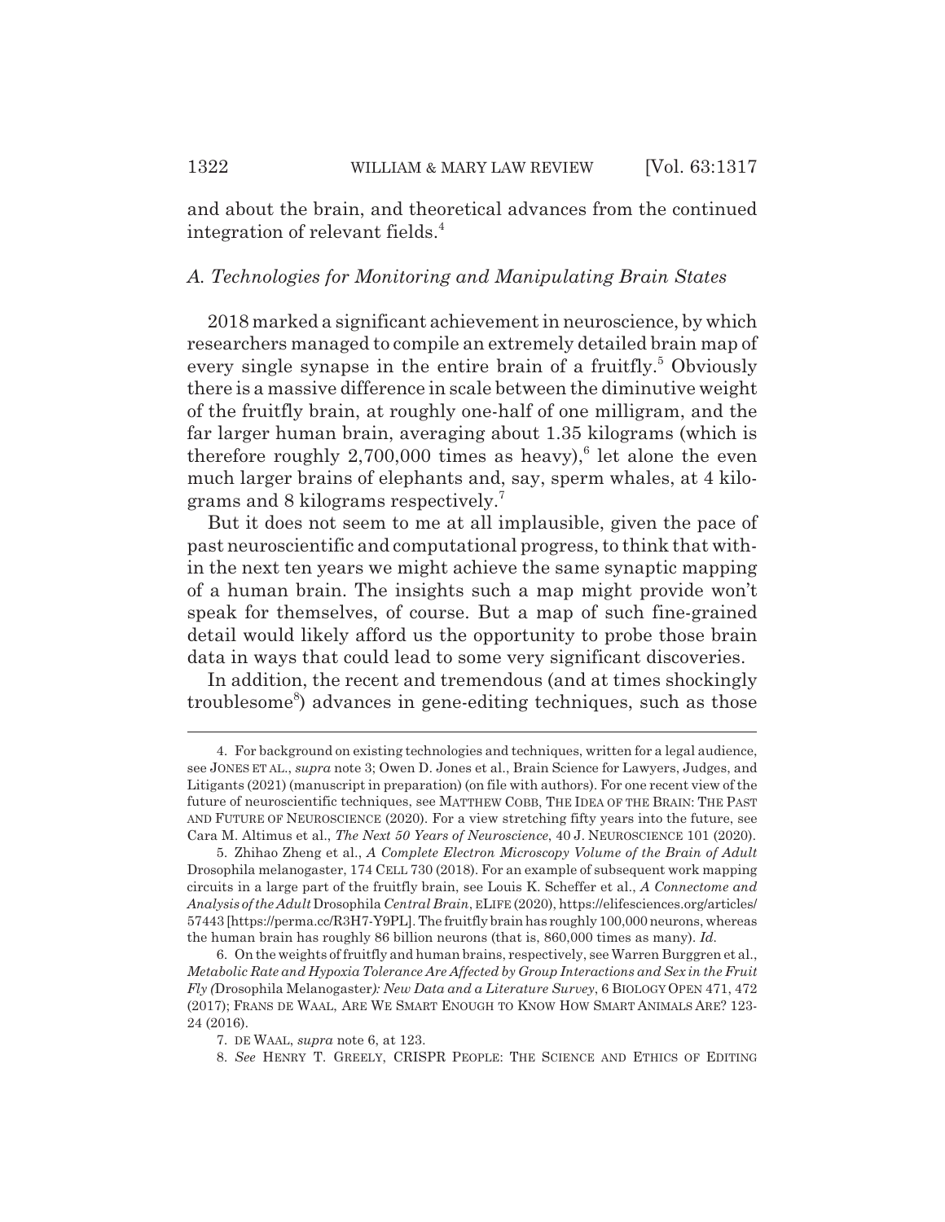and about the brain, and theoretical advances from the continued integration of relevant fields.[4]

### *A. Technologies for Monitoring and Manipulating Brain States*

2018 marked a significant achievement in neuroscience, by which researchers managed to compile an extremely detailed brain map of every single synapse in the entire brain of a fruitfly.[5] Obviously there is a massive difference in scale between the diminutive weight of the fruitfly brain, at roughly one-half of one milligram, and the far larger human brain, averaging about 1.35 kilograms (which is therefore roughly 2,700,000 times as heavy),[6] let alone the even much larger brains of elephants and, say, sperm whales, at 4 kilograms and 8 kilograms respectively.[7]

But it does not seem to me at all implausible, given the pace of past neuroscientific and computational progress, to think that within the next ten years we might achieve the same synaptic mapping of a human brain. The insights such a map might provide won't speak for themselves, of course. But a map of such fine-grained detail would likely afford us the opportunity to probe those brain data in ways that could lead to some very significant discoveries.

In addition, the recent and tremendous (and at times shockingly troublesome[8]) advances in gene-editing techniques, such as those

---

4. For background on existing technologies and techniques, written for a legal audience, see JONES ET AL., *supra* note 3; Owen D. Jones et al., Brain Science for Lawyers, Judges, and Litigants (2021) (manuscript in preparation) (on file with authors). For one recent view of the future of neuroscientific techniques, see MATTHEW COBB, THE IDEA OF THE BRAIN: THE PAST AND FUTURE OF NEUROSCIENCE (2020). For a view stretching fifty years into the future, see Cara M. Altimus et al., *The Next 50 Years of Neuroscience*, 40 J. NEUROSCIENCE 101 (2020).

5. Zhihao Zheng et al., *A Complete Electron Microscopy Volume of the Brain of Adult* Drosophila melanogaster, 174 CELL 730 (2018). For an example of subsequent work mapping circuits in a large part of the fruitfly brain, see Louis K. Scheffer et al., *A Connectome and Analysis of the Adult* Drosophila *Central Brain*, ELIFE (2020), https://elifesciences.org/articles/57443 [https://perma.cc/R3H7-Y9PL]. The fruitfly brain has roughly 100,000 neurons, whereas the human brain has roughly 86 billion neurons (that is, 860,000 times as many). *Id.*

6. On the weights of fruitfly and human brains, respectively, see Warren Burggren et al., *Metabolic Rate and Hypoxia Tolerance Are Affected by Group Interactions and Sex in the Fruit Fly (*Drosophila Melanogaster*): New Data and a Literature Survey*, 6 BIOLOGY OPEN 471, 472 (2017); FRANS DE WAAL, ARE WE SMART ENOUGH TO KNOW HOW SMART ANIMALS ARE? 123-24 (2016).

7. DE WAAL, *supra* note 6, at 123.

8. *See* HENRY T. GREELY, CRISPR PEOPLE: THE SCIENCE AND ETHICS OF EDITING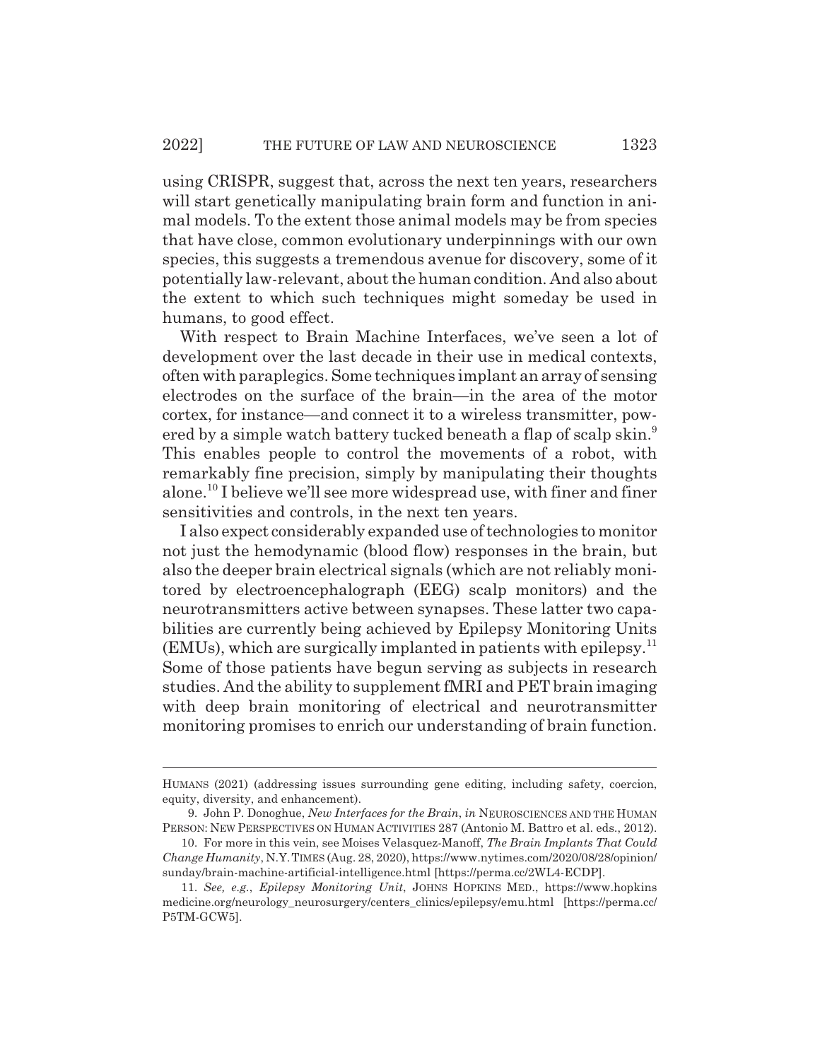using CRISPR, suggest that, across the next ten years, researchers will start genetically manipulating brain form and function in animal models. To the extent those animal models may be from species that have close, common evolutionary underpinnings with our own species, this suggests a tremendous avenue for discovery, some of it potentially law-relevant, about the human condition. And also about the extent to which such techniques might someday be used in humans, to good effect.

With respect to Brain Machine Interfaces, we've seen a lot of development over the last decade in their use in medical contexts, often with paraplegics. Some techniques implant an array of sensing electrodes on the surface of the brain—in the area of the motor cortex, for instance—and connect it to a wireless transmitter, powered by a simple watch battery tucked beneath a flap of scalp skin.[9] This enables people to control the movements of a robot, with remarkably fine precision, simply by manipulating their thoughts alone.[10] I believe we'll see more widespread use, with finer and finer sensitivities and controls, in the next ten years.

I also expect considerably expanded use of technologies to monitor not just the hemodynamic (blood flow) responses in the brain, but also the deeper brain electrical signals (which are not reliably monitored by electroencephalograph (EEG) scalp monitors) and the neurotransmitters active between synapses. These latter two capabilities are currently being achieved by Epilepsy Monitoring Units (EMUs), which are surgically implanted in patients with epilepsy.[11] Some of those patients have begun serving as subjects in research studies. And the ability to supplement fMRI and PET brain imaging with deep brain monitoring of electrical and neurotransmitter monitoring promises to enrich our understanding of brain function.

---

HUMANS (2021) (addressing issues surrounding gene editing, including safety, coercion, equity, diversity, and enhancement).

9. John P. Donoghue, *New Interfaces for the Brain*, *in* NEUROSCIENCES AND THE HUMAN PERSON: NEW PERSPECTIVES ON HUMAN ACTIVITIES 287 (Antonio M. Battro et al. eds., 2012).

10. For more in this vein, see Moises Velasquez-Manoff, *The Brain Implants That Could Change Humanity*, N.Y. TIMES (Aug. 28, 2020), https://www.nytimes.com/2020/08/28/opinion/sunday/brain-machine-artificial-intelligence.html [https://perma.cc/2WL4-ECDP].

11. *See, e.g.*, *Epilepsy Monitoring Unit*, JOHNS HOPKINS MED., https://www.hopkinsmedicine.org/neurology_neurosurgery/centers_clinics/epilepsy/emu.html [https://perma.cc/P5TM-GCW5].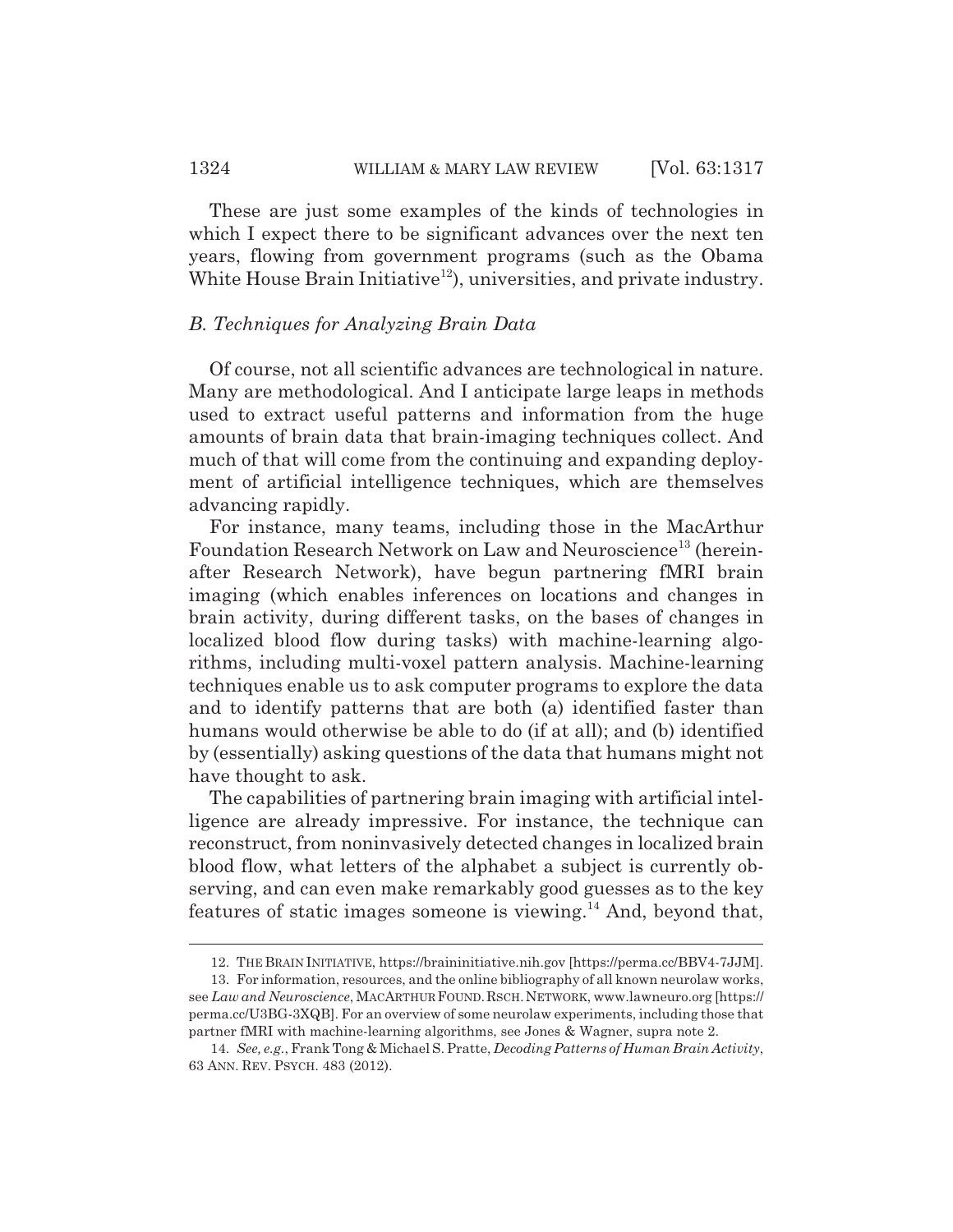These are just some examples of the kinds of technologies in which I expect there to be significant advances over the next ten years, flowing from government programs (such as the Obama White House Brain Initiative[12]), universities, and private industry.

### *B. Techniques for Analyzing Brain Data*

Of course, not all scientific advances are technological in nature. Many are methodological. And I anticipate large leaps in methods used to extract useful patterns and information from the huge amounts of brain data that brain-imaging techniques collect. And much of that will come from the continuing and expanding deployment of artificial intelligence techniques, which are themselves advancing rapidly.

For instance, many teams, including those in the MacArthur Foundation Research Network on Law and Neuroscience[13] (hereinafter Research Network), have begun partnering fMRI brain imaging (which enables inferences on locations and changes in brain activity, during different tasks, on the bases of changes in localized blood flow during tasks) with machine-learning algorithms, including multi-voxel pattern analysis. Machine-learning techniques enable us to ask computer programs to explore the data and to identify patterns that are both (a) identified faster than humans would otherwise be able to do (if at all); and (b) identified by (essentially) asking questions of the data that humans might not have thought to ask.

The capabilities of partnering brain imaging with artificial intelligence are already impressive. For instance, the technique can reconstruct, from noninvasively detected changes in localized brain blood flow, what letters of the alphabet a subject is currently observing, and can even make remarkably good guesses as to the key features of static images someone is viewing.[14] And, beyond that,

---

12. THE BRAIN INITIATIVE, https://braininitiative.nih.gov [https://perma.cc/BBV4-7JJM].

13. For information, resources, and the online bibliography of all known neurolaw works, see *Law and Neuroscience*, MACARTHUR FOUND. RSCH. NETWORK, www.lawneuro.org [https://perma.cc/U3BG-3XQB]. For an overview of some neurolaw experiments, including those that partner fMRI with machine-learning algorithms, see Jones & Wagner, supra note 2.

14. *See, e.g.*, Frank Tong & Michael S. Pratte, *Decoding Patterns of Human Brain Activity*, 63 ANN. REV. PSYCH. 483 (2012).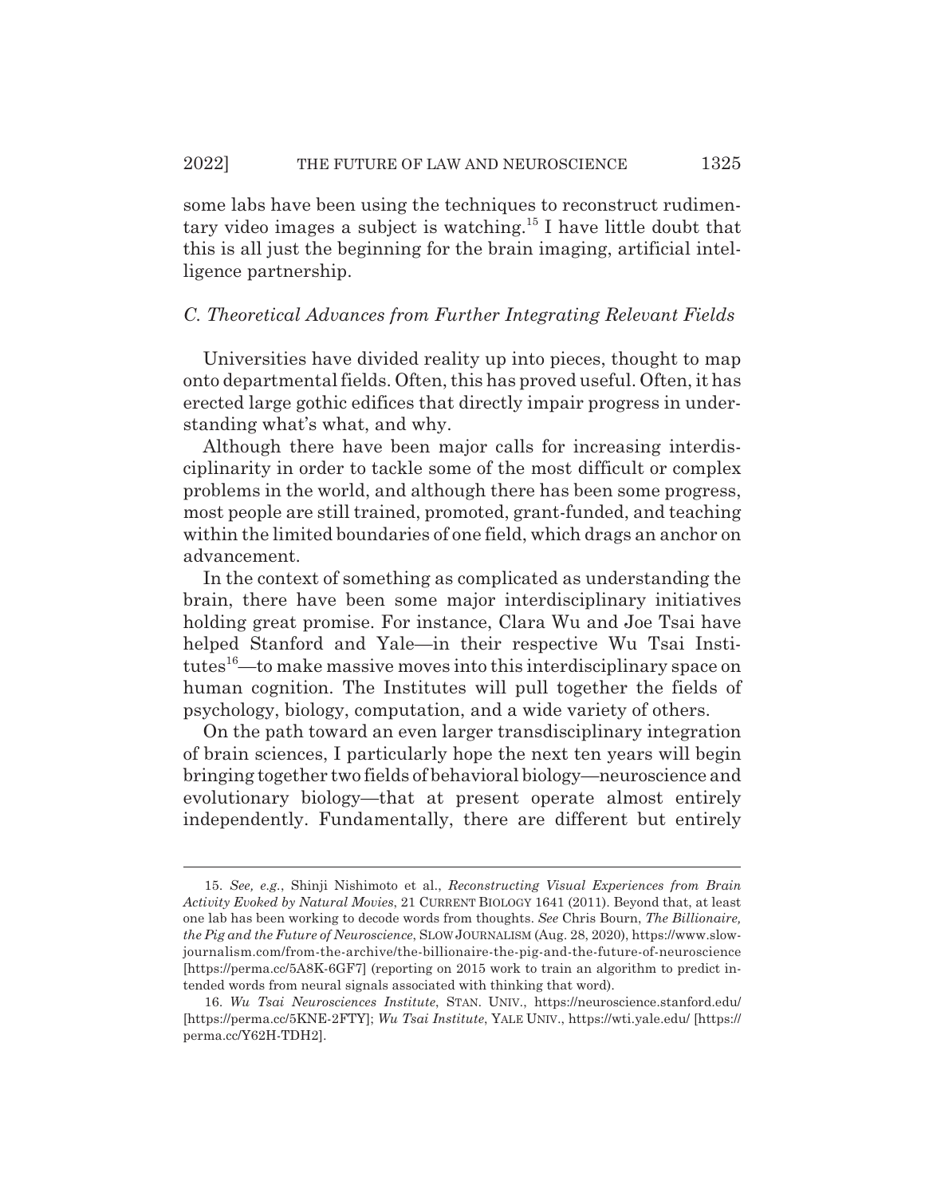some labs have been using the techniques to reconstruct rudimentary video images a subject is watching.[15] I have little doubt that this is all just the beginning for the brain imaging, artificial intelligence partnership.

### *C. Theoretical Advances from Further Integrating Relevant Fields*

Universities have divided reality up into pieces, thought to map onto departmental fields. Often, this has proved useful. Often, it has erected large gothic edifices that directly impair progress in understanding what's what, and why.

Although there have been major calls for increasing interdisciplinarity in order to tackle some of the most difficult or complex problems in the world, and although there has been some progress, most people are still trained, promoted, grant-funded, and teaching within the limited boundaries of one field, which drags an anchor on advancement.

In the context of something as complicated as understanding the brain, there have been some major interdisciplinary initiatives holding great promise. For instance, Clara Wu and Joe Tsai have helped Stanford and Yale—in their respective Wu Tsai Institutes[16]—to make massive moves into this interdisciplinary space on human cognition. The Institutes will pull together the fields of psychology, biology, computation, and a wide variety of others.

On the path toward an even larger transdisciplinary integration of brain sciences, I particularly hope the next ten years will begin bringing together two fields of behavioral biology—neuroscience and evolutionary biology—that at present operate almost entirely independently. Fundamentally, there are different but entirely

---

15. *See, e.g.*, Shinji Nishimoto et al., *Reconstructing Visual Experiences from Brain Activity Evoked by Natural Movies*, 21 CURRENT BIOLOGY 1641 (2011). Beyond that, at least one lab has been working to decode words from thoughts. *See* Chris Bourn, *The Billionaire, the Pig and the Future of Neuroscience*, SLOW JOURNALISM (Aug. 28, 2020), https://www.slow-journalism.com/from-the-archive/the-billionaire-the-pig-and-the-future-of-neuroscience [https://perma.cc/5A8K-6GF7] (reporting on 2015 work to train an algorithm to predict intended words from neural signals associated with thinking that word).

16. *Wu Tsai Neurosciences Institute*, STAN. UNIV., https://neuroscience.stanford.edu/ [https://perma.cc/5KNE-2FTY]; *Wu Tsai Institute*, YALE UNIV., https://wti.yale.edu/ [https://perma.cc/Y62H-TDH2].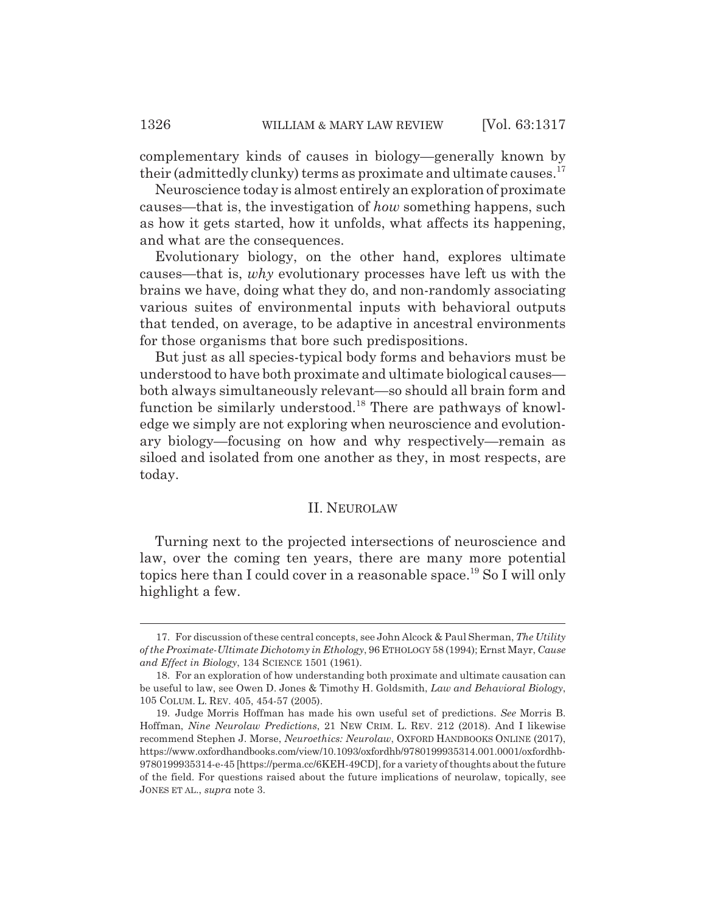complementary kinds of causes in biology—generally known by their (admittedly clunky) terms as proximate and ultimate causes.[17]

Neuroscience today is almost entirely an exploration of proximate causes—that is, the investigation of *how* something happens, such as how it gets started, how it unfolds, what affects its happening, and what are the consequences.

Evolutionary biology, on the other hand, explores ultimate causes—that is, *why* evolutionary processes have left us with the brains we have, doing what they do, and non-randomly associating various suites of environmental inputs with behavioral outputs that tended, on average, to be adaptive in ancestral environments for those organisms that bore such predispositions.

But just as all species-typical body forms and behaviors must be understood to have both proximate and ultimate biological causes—both always simultaneously relevant—so should all brain form and function be similarly understood.[18] There are pathways of knowledge we simply are not exploring when neuroscience and evolutionary biology—focusing on how and why respectively—remain as siloed and isolated from one another as they, in most respects, are today.

## II. NEUROLAW

Turning next to the projected intersections of neuroscience and law, over the coming ten years, there are many more potential topics here than I could cover in a reasonable space.[19] So I will only highlight a few.

---

17. For discussion of these central concepts, see John Alcock & Paul Sherman, *The Utility of the Proximate-Ultimate Dichotomy in Ethology*, 96 ETHOLOGY 58 (1994); Ernst Mayr, *Cause and Effect in Biology*, 134 SCIENCE 1501 (1961).

18. For an exploration of how understanding both proximate and ultimate causation can be useful to law, see Owen D. Jones & Timothy H. Goldsmith, *Law and Behavioral Biology*, 105 COLUM. L. REV. 405, 454-57 (2005).

19. Judge Morris Hoffman has made his own useful set of predictions. *See* Morris B. Hoffman, *Nine Neurolaw Predictions*, 21 NEW CRIM. L. REV. 212 (2018). And I likewise recommend Stephen J. Morse, *Neuroethics: Neurolaw*, OXFORD HANDBOOKS ONLINE (2017), https://www.oxfordhandbooks.com/view/10.1093/oxfordhb/9780199935314.001.0001/oxfordhb-9780199935314-e-45 [https://perma.cc/6KEH-49CD], for a variety of thoughts about the future of the field. For questions raised about the future implications of neurolaw, topically, see JONES ET AL., *supra* note 3.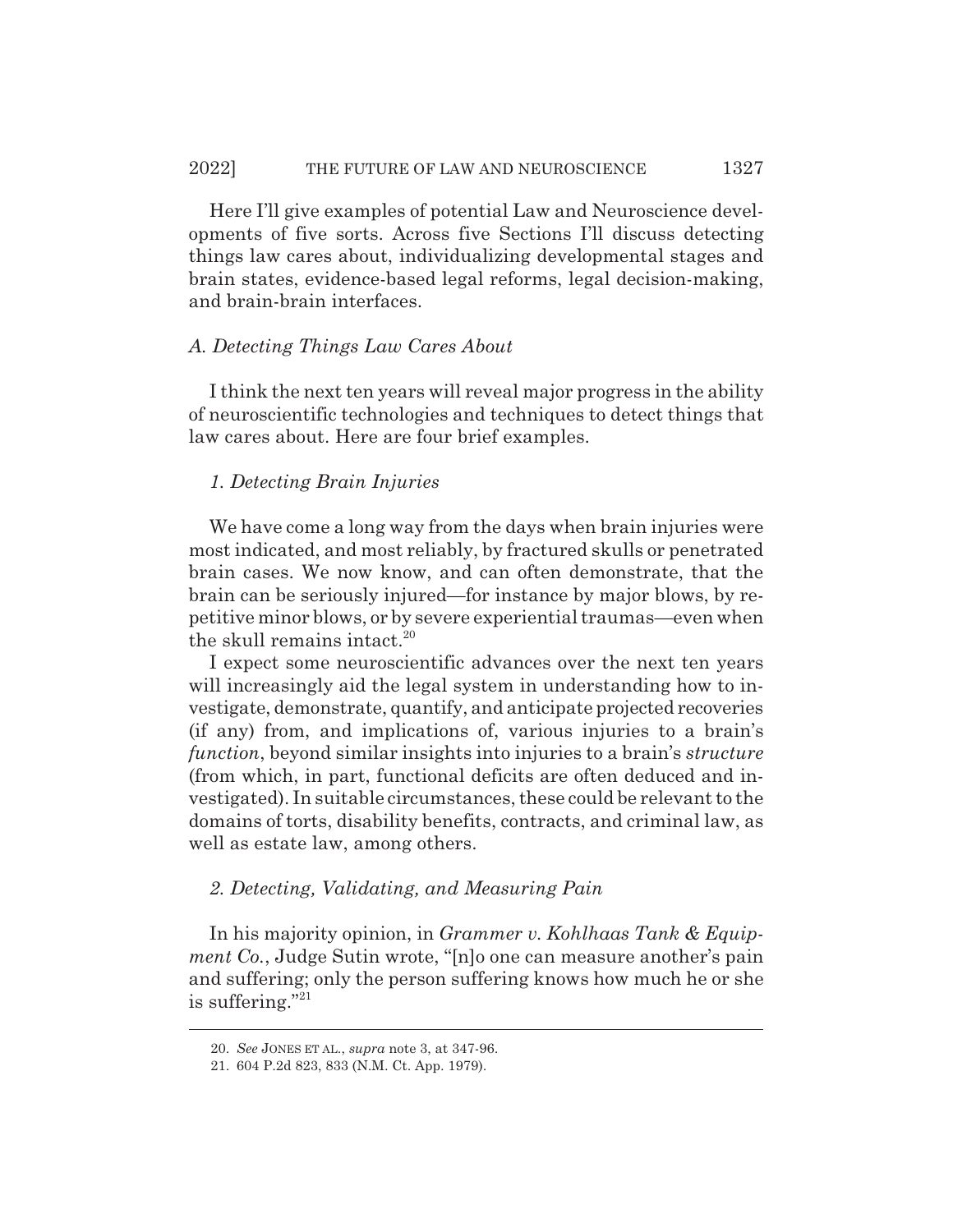Here I'll give examples of potential Law and Neuroscience developments of five sorts. Across five Sections I'll discuss detecting things law cares about, individualizing developmental stages and brain states, evidence-based legal reforms, legal decision-making, and brain-brain interfaces.

### *A. Detecting Things Law Cares About*

I think the next ten years will reveal major progress in the ability of neuroscientific technologies and techniques to detect things that law cares about. Here are four brief examples.

#### *1. Detecting Brain Injuries*

We have come a long way from the days when brain injuries were most indicated, and most reliably, by fractured skulls or penetrated brain cases. We now know, and can often demonstrate, that the brain can be seriously injured—for instance by major blows, by repetitive minor blows, or by severe experiential traumas—even when the skull remains intact.[20]

I expect some neuroscientific advances over the next ten years will increasingly aid the legal system in understanding how to investigate, demonstrate, quantify, and anticipate projected recoveries (if any) from, and implications of, various injuries to a brain's *function*, beyond similar insights into injuries to a brain's *structure* (from which, in part, functional deficits are often deduced and investigated). In suitable circumstances, these could be relevant to the domains of torts, disability benefits, contracts, and criminal law, as well as estate law, among others.

#### *2. Detecting, Validating, and Measuring Pain*

In his majority opinion, in *Grammer v. Kohlhaas Tank & Equipment Co.*, Judge Sutin wrote, "[n]o one can measure another's pain and suffering; only the person suffering knows how much he or she is suffering."[21]

---

20. *See* JONES ET AL., *supra* note 3, at 347-96.

21. 604 P.2d 823, 833 (N.M. Ct. App. 1979).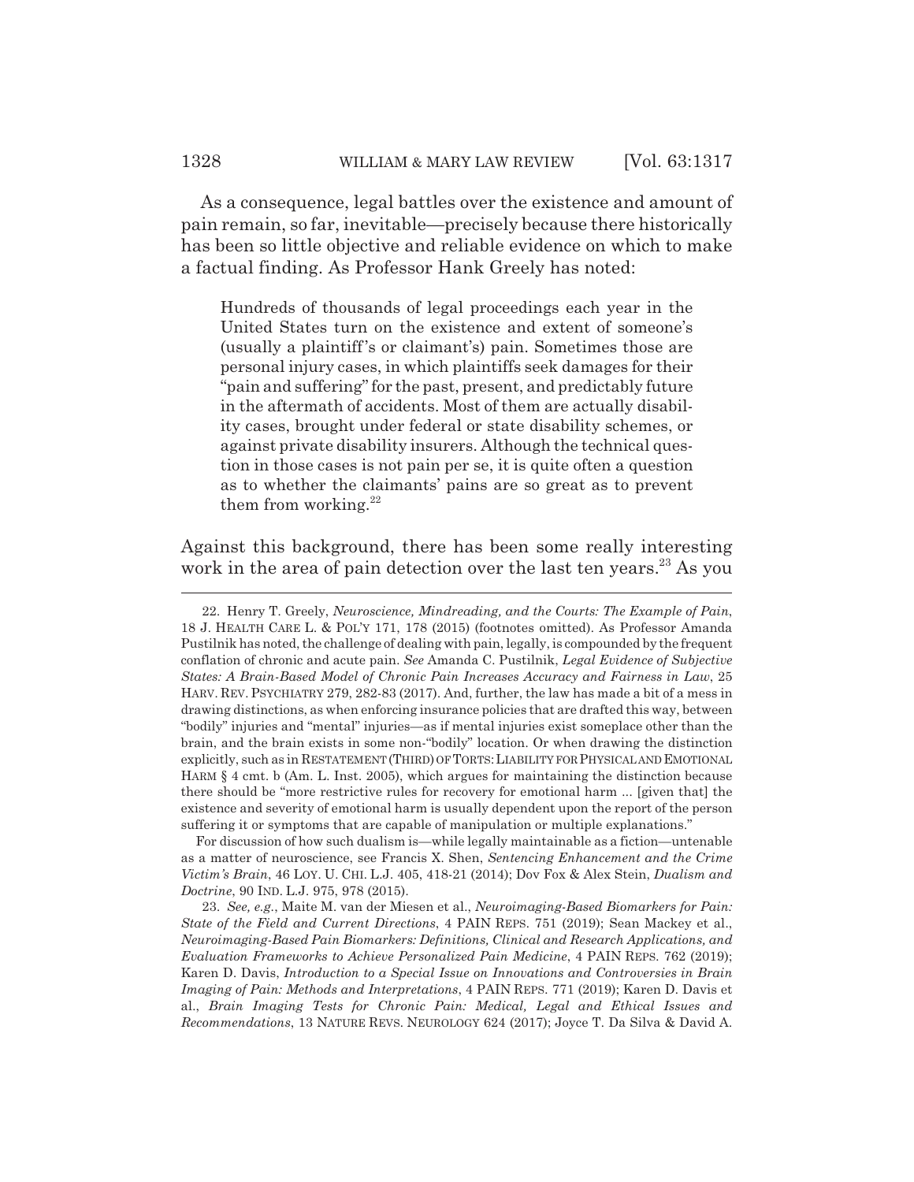As a consequence, legal battles over the existence and amount of pain remain, so far, inevitable—precisely because there historically has been so little objective and reliable evidence on which to make a factual finding. As Professor Hank Greely has noted:

> Hundreds of thousands of legal proceedings each year in the United States turn on the existence and extent of someone's (usually a plaintiff's or claimant's) pain. Sometimes those are personal injury cases, in which plaintiffs seek damages for their "pain and suffering" for the past, present, and predictably future in the aftermath of accidents. Most of them are actually disability cases, brought under federal or state disability schemes, or against private disability insurers. Although the technical question in those cases is not pain per se, it is quite often a question as to whether the claimants' pains are so great as to prevent them from working.[22]

Against this background, there has been some really interesting work in the area of pain detection over the last ten years.[23] As you

---

22. Henry T. Greely, *Neuroscience, Mindreading, and the Courts: The Example of Pain*, 18 J. HEALTH CARE L. & POL'Y 171, 178 (2015) (footnotes omitted). As Professor Amanda Pustilnik has noted, the challenge of dealing with pain, legally, is compounded by the frequent conflation of chronic and acute pain. *See* Amanda C. Pustilnik, *Legal Evidence of Subjective States: A Brain-Based Model of Chronic Pain Increases Accuracy and Fairness in Law*, 25 HARV. REV. PSYCHIATRY 279, 282-83 (2017). And, further, the law has made a bit of a mess in drawing distinctions, as when enforcing insurance policies that are drafted this way, between "bodily" injuries and "mental" injuries—as if mental injuries exist someplace other than the brain, and the brain exists in some non-"bodily" location. Or when drawing the distinction explicitly, such as in RESTATEMENT (THIRD) OF TORTS: LIABILITY FOR PHYSICAL AND EMOTIONAL HARM § 4 cmt. b (Am. L. Inst. 2005), which argues for maintaining the distinction because there should be "more restrictive rules for recovery for emotional harm ... [given that] the existence and severity of emotional harm is usually dependent upon the report of the person suffering it or symptoms that are capable of manipulation or multiple explanations."

For discussion of how such dualism is—while legally maintainable as a fiction—untenable as a matter of neuroscience, see Francis X. Shen, *Sentencing Enhancement and the Crime Victim's Brain*, 46 LOY. U. CHI. L.J. 405, 418-21 (2014); Dov Fox & Alex Stein, *Dualism and Doctrine*, 90 IND. L.J. 975, 978 (2015).

23. *See, e.g.*, Maite M. van der Miesen et al., *Neuroimaging-Based Biomarkers for Pain: State of the Field and Current Directions*, 4 PAIN REPS. 751 (2019); Sean Mackey et al., *Neuroimaging-Based Pain Biomarkers: Definitions, Clinical and Research Applications, and Evaluation Frameworks to Achieve Personalized Pain Medicine*, 4 PAIN REPS. 762 (2019); Karen D. Davis, *Introduction to a Special Issue on Innovations and Controversies in Brain Imaging of Pain: Methods and Interpretations*, 4 PAIN REPS. 771 (2019); Karen D. Davis et al., *Brain Imaging Tests for Chronic Pain: Medical, Legal and Ethical Issues and Recommendations*, 13 NATURE REVS. NEUROLOGY 624 (2017); Joyce T. Da Silva & David A.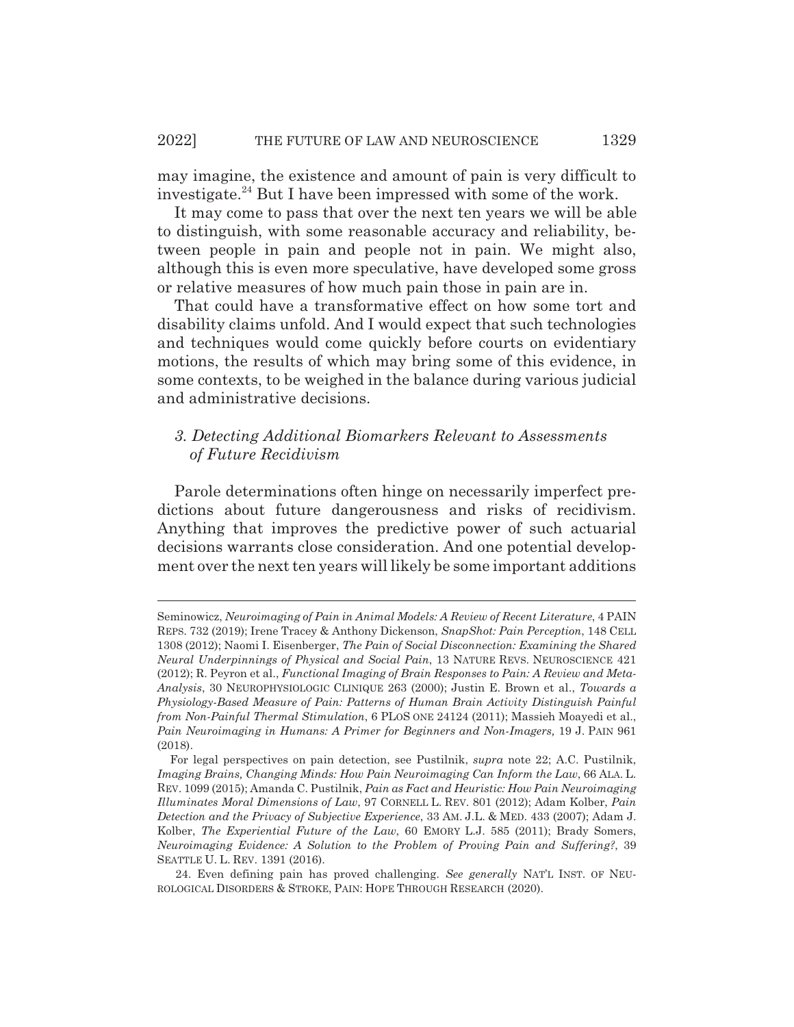may imagine, the existence and amount of pain is very difficult to investigate.[24] But I have been impressed with some of the work.

It may come to pass that over the next ten years we will be able to distinguish, with some reasonable accuracy and reliability, between people in pain and people not in pain. We might also, although this is even more speculative, have developed some gross or relative measures of how much pain those in pain are in.

That could have a transformative effect on how some tort and disability claims unfold. And I would expect that such technologies and techniques would come quickly before courts on evidentiary motions, the results of which may bring some of this evidence, in some contexts, to be weighed in the balance during various judicial and administrative decisions.

### *3. Detecting Additional Biomarkers Relevant to Assessments of Future Recidivism*

Parole determinations often hinge on necessarily imperfect predictions about future dangerousness and risks of recidivism. Anything that improves the predictive power of such actuarial decisions warrants close consideration. And one potential development over the next ten years will likely be some important additions

---

Seminowicz, *Neuroimaging of Pain in Animal Models: A Review of Recent Literature*, 4 PAIN REPS. 732 (2019); Irene Tracey & Anthony Dickenson, *SnapShot: Pain Perception*, 148 CELL 1308 (2012); Naomi I. Eisenberger, *The Pain of Social Disconnection: Examining the Shared Neural Underpinnings of Physical and Social Pain*, 13 NATURE REVS. NEUROSCIENCE 421 (2012); R. Peyron et al., *Functional Imaging of Brain Responses to Pain: A Review and Meta-Analysis*, 30 NEUROPHYSIOLOGIC CLINIQUE 263 (2000); Justin E. Brown et al., *Towards a Physiology-Based Measure of Pain: Patterns of Human Brain Activity Distinguish Painful from Non-Painful Thermal Stimulation*, 6 PLOS ONE 24124 (2011); Massieh Moayedi et al., *Pain Neuroimaging in Humans: A Primer for Beginners and Non-Imagers,* 19 J. PAIN 961 (2018).

For legal perspectives on pain detection, see Pustilnik, *supra* note 22; A.C. Pustilnik, *Imaging Brains, Changing Minds: How Pain Neuroimaging Can Inform the Law*, 66 ALA. L. REV. 1099 (2015); Amanda C. Pustilnik, *Pain as Fact and Heuristic: How Pain Neuroimaging Illuminates Moral Dimensions of Law*, 97 CORNELL L. REV. 801 (2012); Adam Kolber, *Pain Detection and the Privacy of Subjective Experience*, 33 AM. J.L. & MED. 433 (2007); Adam J. Kolber, *The Experiential Future of the Law*, 60 EMORY L.J. 585 (2011); Brady Somers, *Neuroimaging Evidence: A Solution to the Problem of Proving Pain and Suffering?*, 39 SEATTLE U. L. REV. 1391 (2016).

24. Even defining pain has proved challenging. *See generally* NAT'L INST. OF NEUROLOGICAL DISORDERS & STROKE, PAIN: HOPE THROUGH RESEARCH (2020).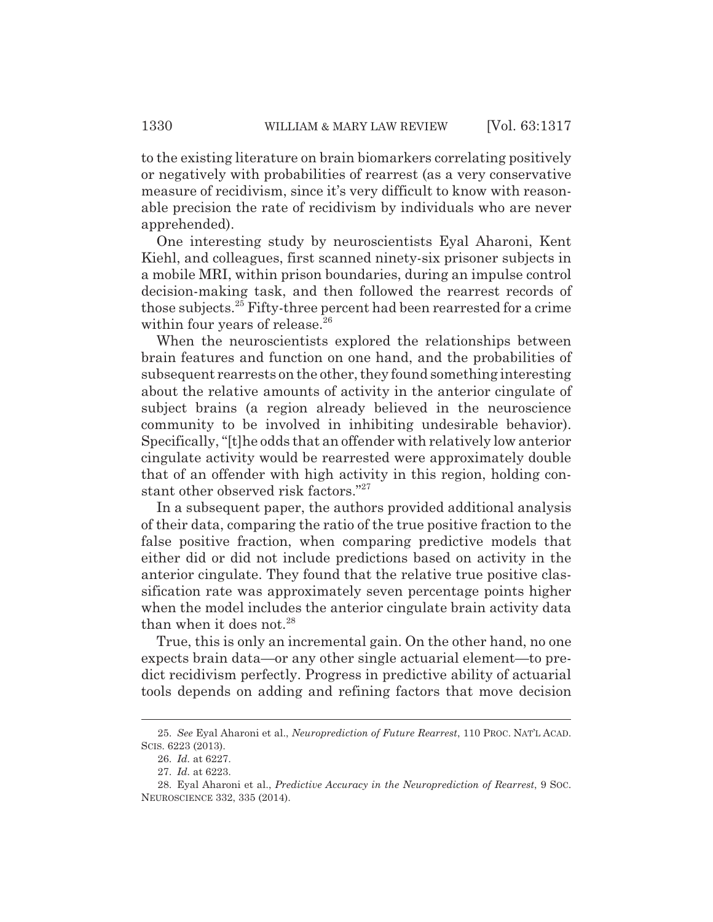to the existing literature on brain biomarkers correlating positively or negatively with probabilities of rearrest (as a very conservative measure of recidivism, since it's very difficult to know with reasonable precision the rate of recidivism by individuals who are never apprehended).

One interesting study by neuroscientists Eyal Aharoni, Kent Kiehl, and colleagues, first scanned ninety-six prisoner subjects in a mobile MRI, within prison boundaries, during an impulse control decision-making task, and then followed the rearrest records of those subjects.[25] Fifty-three percent had been rearrested for a crime within four years of release.[26]

When the neuroscientists explored the relationships between brain features and function on one hand, and the probabilities of subsequent rearrests on the other, they found something interesting about the relative amounts of activity in the anterior cingulate of subject brains (a region already believed in the neuroscience community to be involved in inhibiting undesirable behavior). Specifically, "[t]he odds that an offender with relatively low anterior cingulate activity would be rearrested were approximately double that of an offender with high activity in this region, holding constant other observed risk factors."[27]

In a subsequent paper, the authors provided additional analysis of their data, comparing the ratio of the true positive fraction to the false positive fraction, when comparing predictive models that either did or did not include predictions based on activity in the anterior cingulate. They found that the relative true positive classification rate was approximately seven percentage points higher when the model includes the anterior cingulate brain activity data than when it does not.[28]

True, this is only an incremental gain. On the other hand, no one expects brain data—or any other single actuarial element—to predict recidivism perfectly. Progress in predictive ability of actuarial tools depends on adding and refining factors that move decision

---

25. *See* Eyal Aharoni et al., *Neuroprediction of Future Rearrest*, 110 PROC. NAT'L ACAD. SCIS. 6223 (2013).

26. *Id.* at 6227.

27. *Id.* at 6223.

28. Eyal Aharoni et al., *Predictive Accuracy in the Neuroprediction of Rearrest*, 9 SOC. NEUROSCIENCE 332, 335 (2014).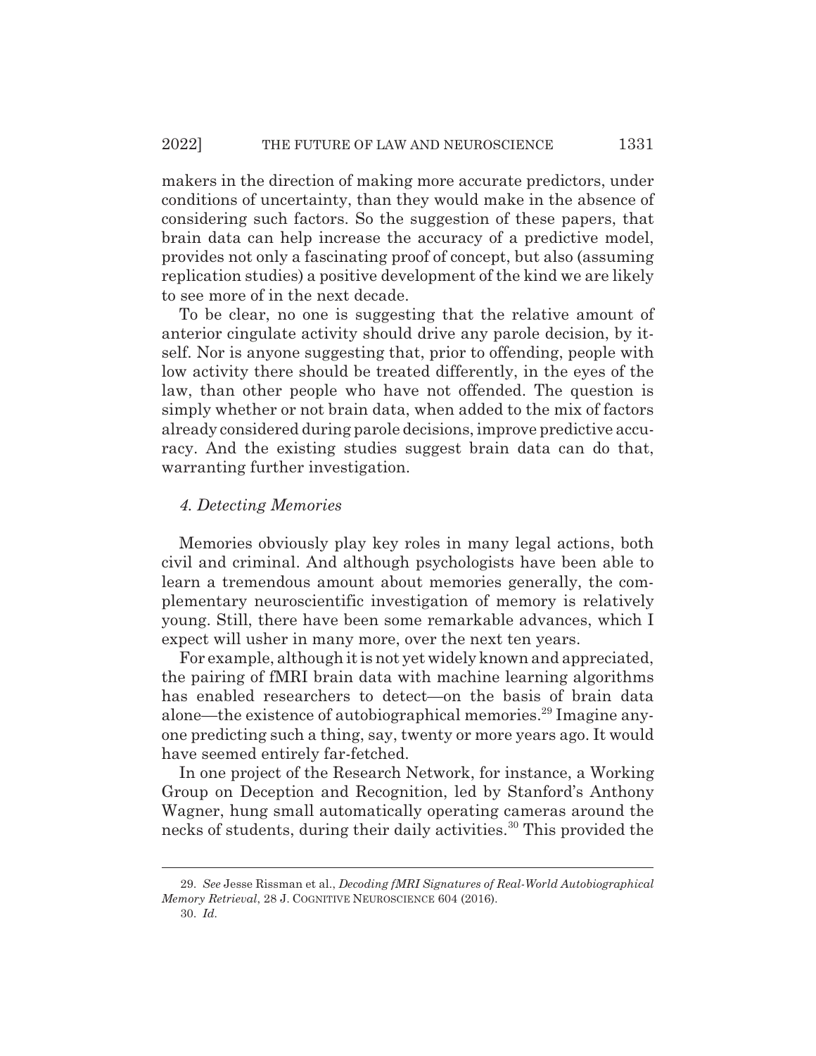makers in the direction of making more accurate predictors, under conditions of uncertainty, than they would make in the absence of considering such factors. So the suggestion of these papers, that brain data can help increase the accuracy of a predictive model, provides not only a fascinating proof of concept, but also (assuming replication studies) a positive development of the kind we are likely to see more of in the next decade.

To be clear, no one is suggesting that the relative amount of anterior cingulate activity should drive any parole decision, by itself. Nor is anyone suggesting that, prior to offending, people with low activity there should be treated differently, in the eyes of the law, than other people who have not offended. The question is simply whether or not brain data, when added to the mix of factors already considered during parole decisions, improve predictive accuracy. And the existing studies suggest brain data can do that, warranting further investigation.

#### *4. Detecting Memories*

Memories obviously play key roles in many legal actions, both civil and criminal. And although psychologists have been able to learn a tremendous amount about memories generally, the complementary neuroscientific investigation of memory is relatively young. Still, there have been some remarkable advances, which I expect will usher in many more, over the next ten years.

For example, although it is not yet widely known and appreciated, the pairing of fMRI brain data with machine learning algorithms has enabled researchers to detect—on the basis of brain data alone—the existence of autobiographical memories.[29] Imagine anyone predicting such a thing, say, twenty or more years ago. It would have seemed entirely far-fetched.

In one project of the Research Network, for instance, a Working Group on Deception and Recognition, led by Stanford's Anthony Wagner, hung small automatically operating cameras around the necks of students, during their daily activities.[30] This provided the

---

29. *See* Jesse Rissman et al., *Decoding fMRI Signatures of Real-World Autobiographical Memory Retrieval*, 28 J. COGNITIVE NEUROSCIENCE 604 (2016).

30. *Id.*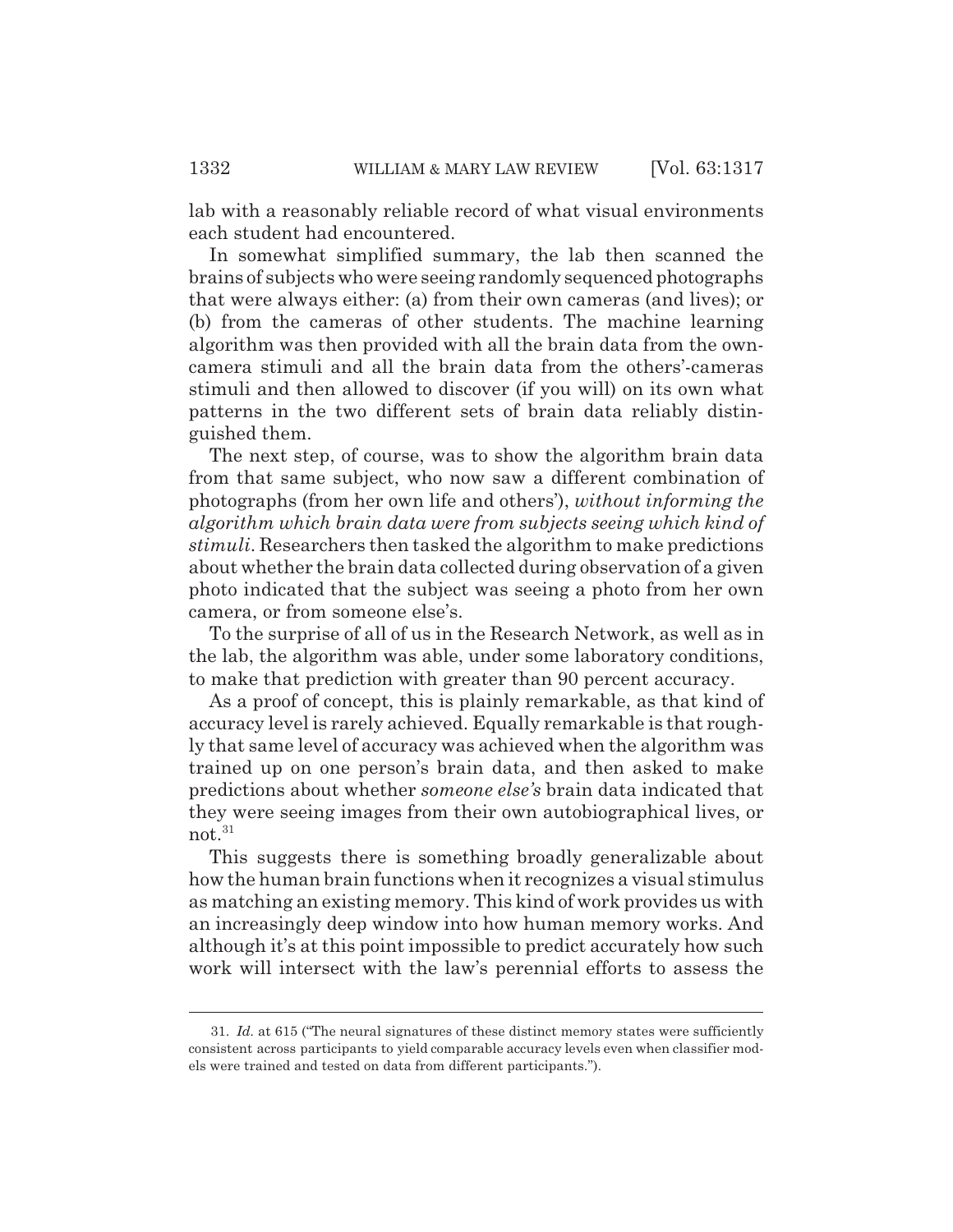lab with a reasonably reliable record of what visual environments each student had encountered.

In somewhat simplified summary, the lab then scanned the brains of subjects who were seeing randomly sequenced photographs that were always either: (a) from their own cameras (and lives); or (b) from the cameras of other students. The machine learning algorithm was then provided with all the brain data from the own-camera stimuli and all the brain data from the others'-cameras stimuli and then allowed to discover (if you will) on its own what patterns in the two different sets of brain data reliably distinguished them.

The next step, of course, was to show the algorithm brain data from that same subject, who now saw a different combination of photographs (from her own life and others'), *without informing the algorithm which brain data were from subjects seeing which kind of stimuli*. Researchers then tasked the algorithm to make predictions about whether the brain data collected during observation of a given photo indicated that the subject was seeing a photo from her own camera, or from someone else's.

To the surprise of all of us in the Research Network, as well as in the lab, the algorithm was able, under some laboratory conditions, to make that prediction with greater than 90 percent accuracy.

As a proof of concept, this is plainly remarkable, as that kind of accuracy level is rarely achieved. Equally remarkable is that roughly that same level of accuracy was achieved when the algorithm was trained up on one person's brain data, and then asked to make predictions about whether *someone else's* brain data indicated that they were seeing images from their own autobiographical lives, or not.[31]

This suggests there is something broadly generalizable about how the human brain functions when it recognizes a visual stimulus as matching an existing memory. This kind of work provides us with an increasingly deep window into how human memory works. And although it's at this point impossible to predict accurately how such work will intersect with the law's perennial efforts to assess the

---

31. *Id.* at 615 ("The neural signatures of these distinct memory states were sufficiently consistent across participants to yield comparable accuracy levels even when classifier models were trained and tested on data from different participants.").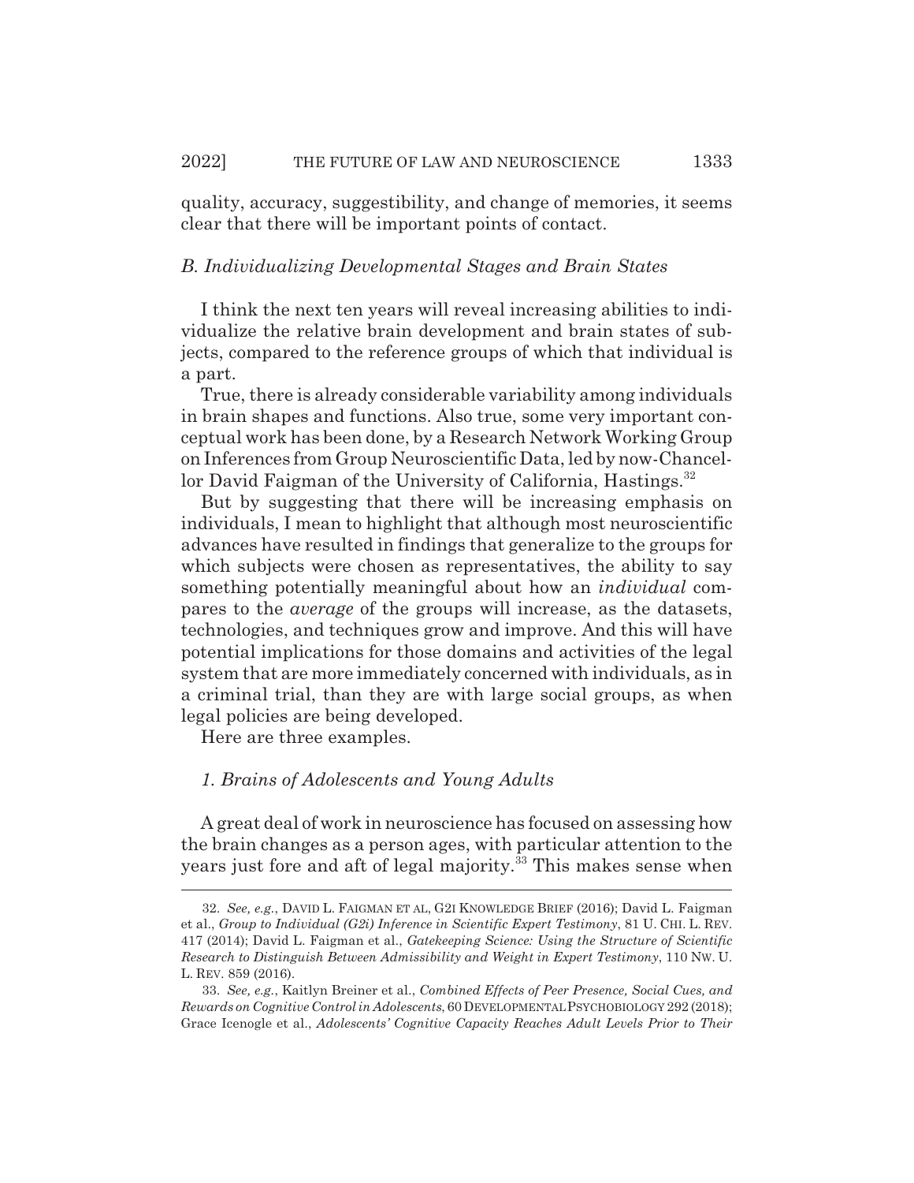quality, accuracy, suggestibility, and change of memories, it seems clear that there will be important points of contact.

### *B. Individualizing Developmental Stages and Brain States*

I think the next ten years will reveal increasing abilities to individualize the relative brain development and brain states of subjects, compared to the reference groups of which that individual is a part.

True, there is already considerable variability among individuals in brain shapes and functions. Also true, some very important conceptual work has been done, by a Research Network Working Group on Inferences from Group Neuroscientific Data, led by now-Chancellor David Faigman of the University of California, Hastings.[32]

But by suggesting that there will be increasing emphasis on individuals, I mean to highlight that although most neuroscientific advances have resulted in findings that generalize to the groups for which subjects were chosen as representatives, the ability to say something potentially meaningful about how an *individual* compares to the *average* of the groups will increase, as the datasets, technologies, and techniques grow and improve. And this will have potential implications for those domains and activities of the legal system that are more immediately concerned with individuals, as in a criminal trial, than they are with large social groups, as when legal policies are being developed.

Here are three examples.

#### *1. Brains of Adolescents and Young Adults*

A great deal of work in neuroscience has focused on assessing how the brain changes as a person ages, with particular attention to the years just fore and aft of legal majority.[33] This makes sense when

---

32. *See, e.g.*, DAVID L. FAIGMAN ET AL, G2I KNOWLEDGE BRIEF (2016); David L. Faigman et al., *Group to Individual (G2i) Inference in Scientific Expert Testimony*, 81 U. CHI. L. REV. 417 (2014); David L. Faigman et al., *Gatekeeping Science: Using the Structure of Scientific Research to Distinguish Between Admissibility and Weight in Expert Testimony*, 110 NW. U. L. REV. 859 (2016).

33. *See, e.g.*, Kaitlyn Breiner et al., *Combined Effects of Peer Presence, Social Cues, and Rewards on Cognitive Control in Adolescents*, 60 DEVELOPMENTAL PSYCHOBIOLOGY 292 (2018); Grace Icenogle et al., *Adolescents' Cognitive Capacity Reaches Adult Levels Prior to Their*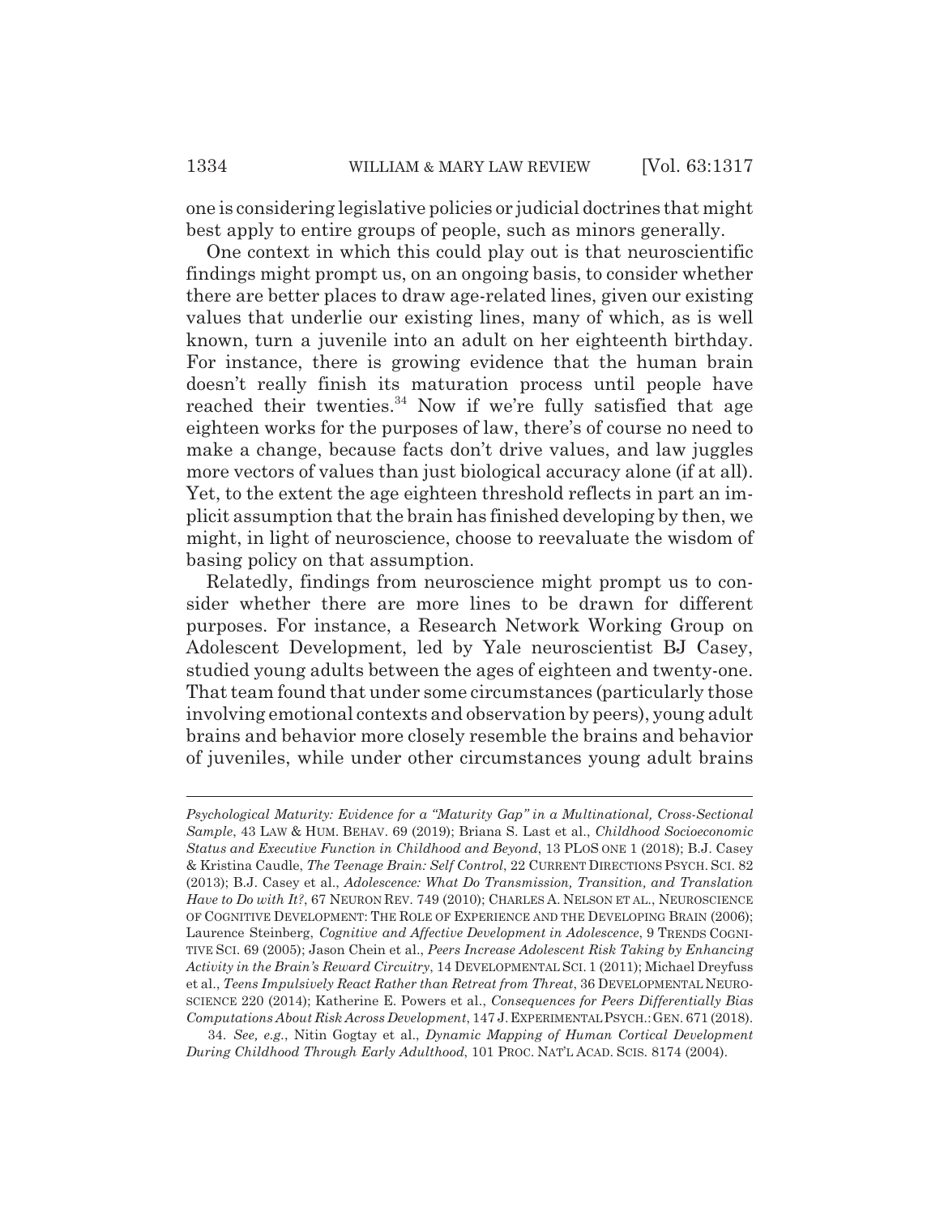one is considering legislative policies or judicial doctrines that might best apply to entire groups of people, such as minors generally.

One context in which this could play out is that neuroscientific findings might prompt us, on an ongoing basis, to consider whether there are better places to draw age-related lines, given our existing values that underlie our existing lines, many of which, as is well known, turn a juvenile into an adult on her eighteenth birthday. For instance, there is growing evidence that the human brain doesn't really finish its maturation process until people have reached their twenties.[34] Now if we're fully satisfied that age eighteen works for the purposes of law, there's of course no need to make a change, because facts don't drive values, and law juggles more vectors of values than just biological accuracy alone (if at all). Yet, to the extent the age eighteen threshold reflects in part an implicit assumption that the brain has finished developing by then, we might, in light of neuroscience, choose to reevaluate the wisdom of basing policy on that assumption.

Relatedly, findings from neuroscience might prompt us to consider whether there are more lines to be drawn for different purposes. For instance, a Research Network Working Group on Adolescent Development, led by Yale neuroscientist BJ Casey, studied young adults between the ages of eighteen and twenty-one. That team found that under some circumstances (particularly those involving emotional contexts and observation by peers), young adult brains and behavior more closely resemble the brains and behavior of juveniles, while under other circumstances young adult brains

---

*Psychological Maturity: Evidence for a "Maturity Gap" in a Multinational, Cross-Sectional Sample*, 43 LAW & HUM. BEHAV. 69 (2019); Briana S. Last et al., *Childhood Socioeconomic Status and Executive Function in Childhood and Beyond*, 13 PLOS ONE 1 (2018); B.J. Casey & Kristina Caudle, *The Teenage Brain: Self Control*, 22 CURRENT DIRECTIONS PSYCH. SCI. 82 (2013); B.J. Casey et al., *Adolescence: What Do Transmission, Transition, and Translation Have to Do with It?*, 67 NEURON REV. 749 (2010); CHARLES A. NELSON ET AL., NEUROSCIENCE OF COGNITIVE DEVELOPMENT: THE ROLE OF EXPERIENCE AND THE DEVELOPING BRAIN (2006); Laurence Steinberg, *Cognitive and Affective Development in Adolescence*, 9 TRENDS COGNITIVE SCI. 69 (2005); Jason Chein et al., *Peers Increase Adolescent Risk Taking by Enhancing Activity in the Brain's Reward Circuitry*, 14 DEVELOPMENTAL SCI. 1 (2011); Michael Dreyfuss et al., *Teens Impulsively React Rather than Retreat from Threat*, 36 DEVELOPMENTAL NEUROSCIENCE 220 (2014); Katherine E. Powers et al., *Consequences for Peers Differentially Bias Computations About Risk Across Development*, 147 J. EXPERIMENTAL PSYCH.: GEN. 671 (2018).

34. *See, e.g.*, Nitin Gogtay et al., *Dynamic Mapping of Human Cortical Development During Childhood Through Early Adulthood*, 101 PROC. NAT'L ACAD. SCIS. 8174 (2004).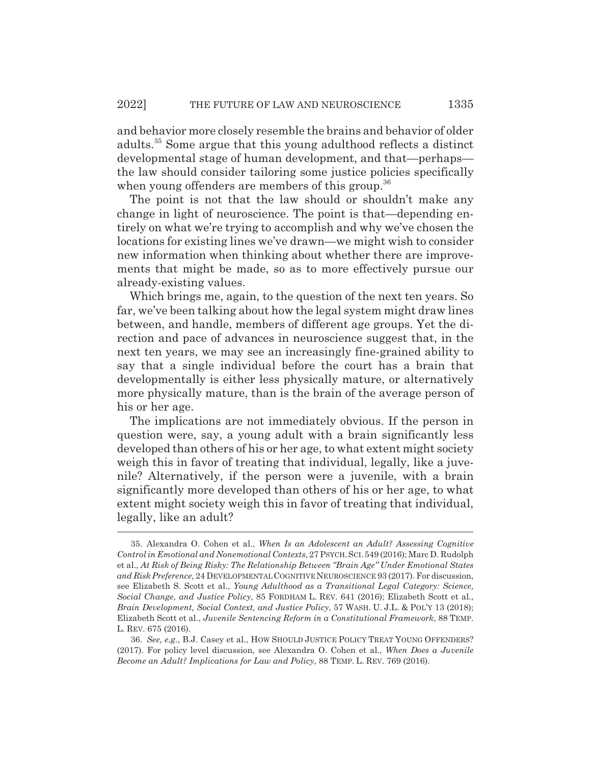and behavior more closely resemble the brains and behavior of older adults.[35] Some argue that this young adulthood reflects a distinct developmental stage of human development, and that—perhaps—the law should consider tailoring some justice policies specifically when young offenders are members of this group.[36]

The point is not that the law should or shouldn't make any change in light of neuroscience. The point is that—depending entirely on what we're trying to accomplish and why we've chosen the locations for existing lines we've drawn—we might wish to consider new information when thinking about whether there are improvements that might be made, so as to more effectively pursue our already-existing values.

Which brings me, again, to the question of the next ten years. So far, we've been talking about how the legal system might draw lines between, and handle, members of different age groups. Yet the direction and pace of advances in neuroscience suggest that, in the next ten years, we may see an increasingly fine-grained ability to say that a single individual before the court has a brain that developmentally is either less physically mature, or alternatively more physically mature, than is the brain of the average person of his or her age.

The implications are not immediately obvious. If the person in question were, say, a young adult with a brain significantly less developed than others of his or her age, to what extent might society weigh this in favor of treating that individual, legally, like a juvenile? Alternatively, if the person were a juvenile, with a brain significantly more developed than others of his or her age, to what extent might society weigh this in favor of treating that individual, legally, like an adult?

---

35. Alexandra O. Cohen et al., *When Is an Adolescent an Adult? Assessing Cognitive Control in Emotional and Nonemotional Contexts*, 27 PSYCH. SCI. 549 (2016); Marc D. Rudolph et al., *At Risk of Being Risky: The Relationship Between "Brain Age" Under Emotional States and Risk Preference*, 24 DEVELOPMENTAL COGNITIVE NEUROSCIENCE 93 (2017). For discussion, see Elizabeth S. Scott et al., *Young Adulthood as a Transitional Legal Category: Science, Social Change, and Justice Policy*, 85 FORDHAM L. REV. 641 (2016); Elizabeth Scott et al., *Brain Development, Social Context, and Justice Policy*, 57 WASH. U. J.L. & POL'Y 13 (2018); Elizabeth Scott et al., *Juvenile Sentencing Reform in a Constitutional Framework*, 88 TEMP. L. REV. 675 (2016).

36. *See, e.g.*, B.J. Casey et al., HOW SHOULD JUSTICE POLICY TREAT YOUNG OFFENDERS? (2017). For policy level discussion, see Alexandra O. Cohen et al., *When Does a Juvenile Become an Adult? Implications for Law and Policy*, 88 TEMP. L. REV. 769 (2016).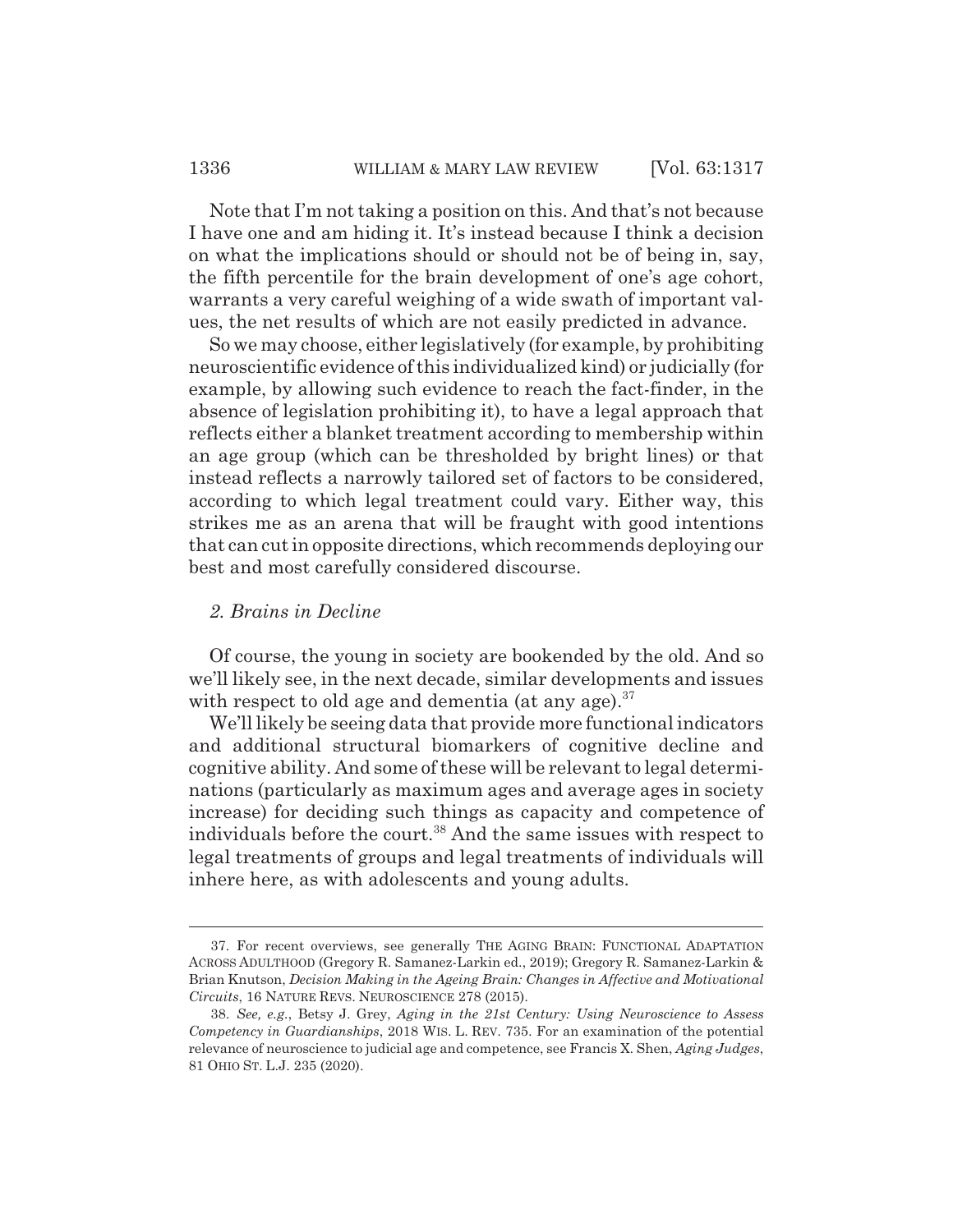Note that I'm not taking a position on this. And that's not because I have one and am hiding it. It's instead because I think a decision on what the implications should or should not be of being in, say, the fifth percentile for the brain development of one's age cohort, warrants a very careful weighing of a wide swath of important values, the net results of which are not easily predicted in advance.

So we may choose, either legislatively (for example, by prohibiting neuroscientific evidence of this individualized kind) or judicially (for example, by allowing such evidence to reach the fact-finder, in the absence of legislation prohibiting it), to have a legal approach that reflects either a blanket treatment according to membership within an age group (which can be thresholded by bright lines) or that instead reflects a narrowly tailored set of factors to be considered, according to which legal treatment could vary. Either way, this strikes me as an arena that will be fraught with good intentions that can cut in opposite directions, which recommends deploying our best and most carefully considered discourse.

### *2. Brains in Decline*

Of course, the young in society are bookended by the old. And so we'll likely see, in the next decade, similar developments and issues with respect to old age and dementia (at any age).[37]

We'll likely be seeing data that provide more functional indicators and additional structural biomarkers of cognitive decline and cognitive ability. And some of these will be relevant to legal determinations (particularly as maximum ages and average ages in society increase) for deciding such things as capacity and competence of individuals before the court.[38] And the same issues with respect to legal treatments of groups and legal treatments of individuals will inhere here, as with adolescents and young adults.

---

37. For recent overviews, see generally THE AGING BRAIN: FUNCTIONAL ADAPTATION ACROSS ADULTHOOD (Gregory R. Samanez-Larkin ed., 2019); Gregory R. Samanez-Larkin & Brian Knutson, *Decision Making in the Ageing Brain: Changes in Affective and Motivational Circuits*, 16 NATURE REVS. NEUROSCIENCE 278 (2015).

38. *See, e.g.*, Betsy J. Grey, *Aging in the 21st Century: Using Neuroscience to Assess Competency in Guardianships*, 2018 WIS. L. REV. 735. For an examination of the potential relevance of neuroscience to judicial age and competence, see Francis X. Shen, *Aging Judges*, 81 OHIO ST. L.J. 235 (2020).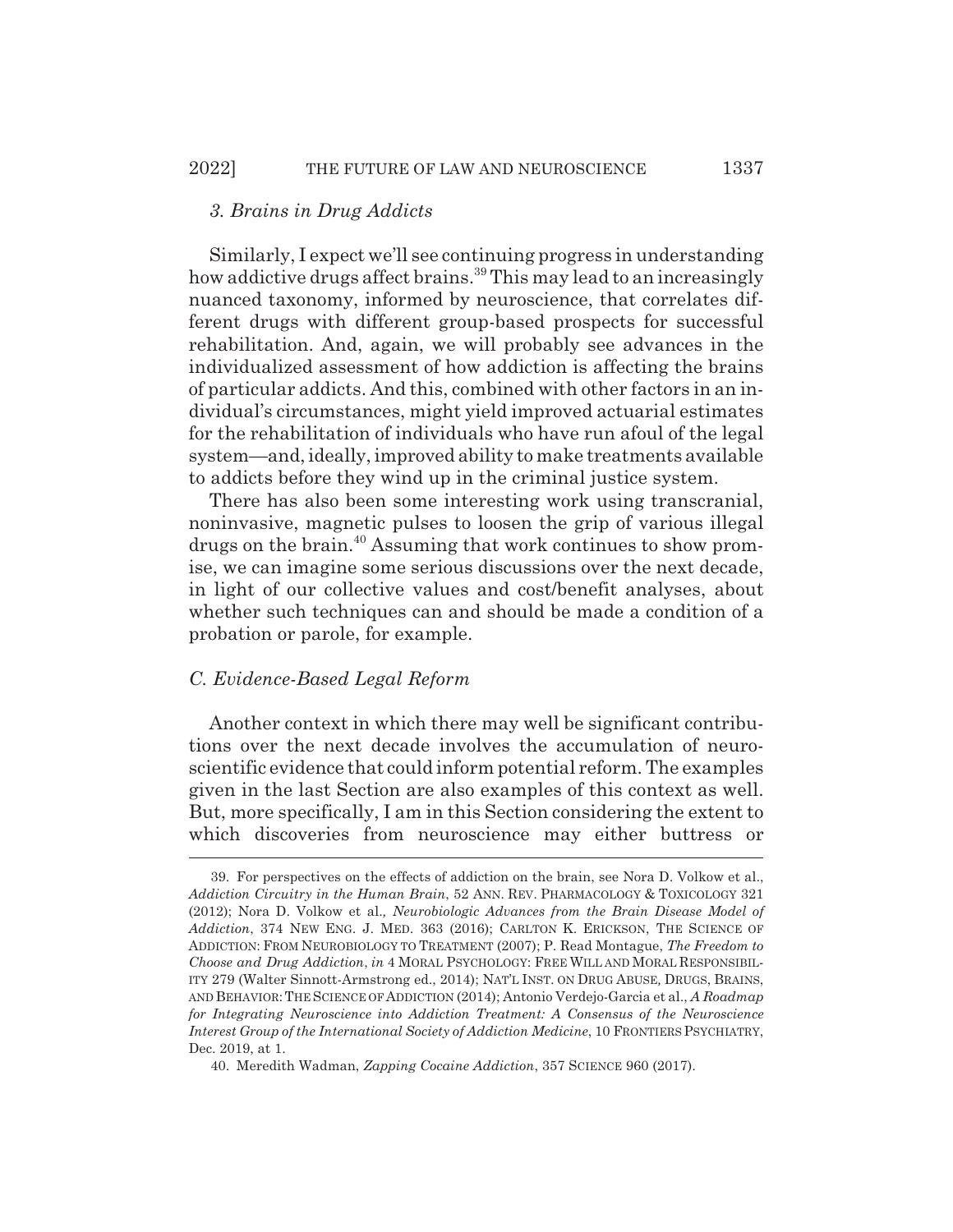### *3. Brains in Drug Addicts*

Similarly, I expect we'll see continuing progress in understanding how addictive drugs affect brains.[39] This may lead to an increasingly nuanced taxonomy, informed by neuroscience, that correlates different drugs with different group-based prospects for successful rehabilitation. And, again, we will probably see advances in the individualized assessment of how addiction is affecting the brains of particular addicts. And this, combined with other factors in an individual's circumstances, might yield improved actuarial estimates for the rehabilitation of individuals who have run afoul of the legal system—and, ideally, improved ability to make treatments available to addicts before they wind up in the criminal justice system.

There has also been some interesting work using transcranial, noninvasive, magnetic pulses to loosen the grip of various illegal drugs on the brain.[40] Assuming that work continues to show promise, we can imagine some serious discussions over the next decade, in light of our collective values and cost/benefit analyses, about whether such techniques can and should be made a condition of a probation or parole, for example.

## *C. Evidence-Based Legal Reform*

Another context in which there may well be significant contributions over the next decade involves the accumulation of neuroscientific evidence that could inform potential reform. The examples given in the last Section are also examples of this context as well. But, more specifically, I am in this Section considering the extent to which discoveries from neuroscience may either buttress or

---

39. For perspectives on the effects of addiction on the brain, see Nora D. Volkow et al., *Addiction Circuitry in the Human Brain*, 52 ANN. REV. PHARMACOLOGY & TOXICOLOGY 321 (2012); Nora D. Volkow et al., *Neurobiologic Advances from the Brain Disease Model of Addiction*, 374 NEW ENG. J. MED. 363 (2016); CARLTON K. ERICKSON, THE SCIENCE OF ADDICTION: FROM NEUROBIOLOGY TO TREATMENT (2007); P. Read Montague, *The Freedom to Choose and Drug Addiction*, *in* 4 MORAL PSYCHOLOGY: FREE WILL AND MORAL RESPONSIBILITY 279 (Walter Sinnott-Armstrong ed., 2014); NAT'L INST. ON DRUG ABUSE, DRUGS, BRAINS, AND BEHAVIOR: THE SCIENCE OF ADDICTION (2014); Antonio Verdejo-Garcia et al., *A Roadmap for Integrating Neuroscience into Addiction Treatment: A Consensus of the Neuroscience Interest Group of the International Society of Addiction Medicine*, 10 FRONTIERS PSYCHIATRY, Dec. 2019, at 1.

40. Meredith Wadman, *Zapping Cocaine Addiction*, 357 SCIENCE 960 (2017).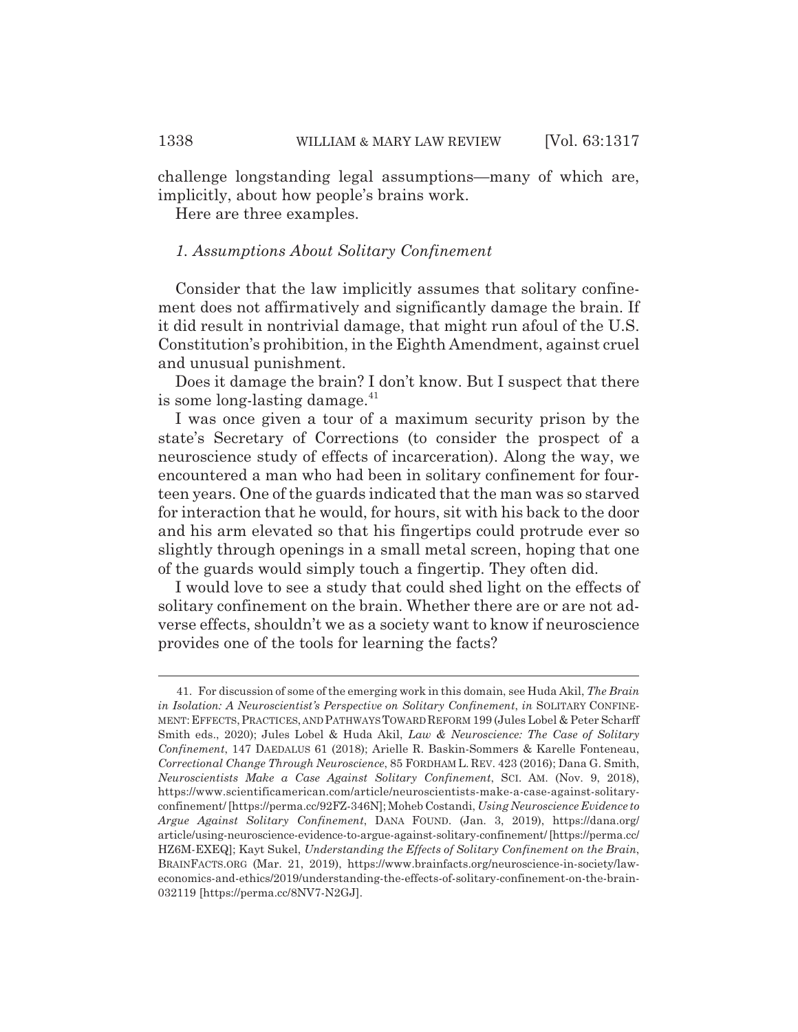challenge longstanding legal assumptions—many of which are, implicitly, about how people's brains work.

Here are three examples.

### *1. Assumptions About Solitary Confinement*

Consider that the law implicitly assumes that solitary confinement does not affirmatively and significantly damage the brain. If it did result in nontrivial damage, that might run afoul of the U.S. Constitution's prohibition, in the Eighth Amendment, against cruel and unusual punishment.

Does it damage the brain? I don't know. But I suspect that there is some long-lasting damage.[41]

I was once given a tour of a maximum security prison by the state's Secretary of Corrections (to consider the prospect of a neuroscience study of effects of incarceration). Along the way, we encountered a man who had been in solitary confinement for fourteen years. One of the guards indicated that the man was so starved for interaction that he would, for hours, sit with his back to the door and his arm elevated so that his fingertips could protrude ever so slightly through openings in a small metal screen, hoping that one of the guards would simply touch a fingertip. They often did.

I would love to see a study that could shed light on the effects of solitary confinement on the brain. Whether there are or are not adverse effects, shouldn't we as a society want to know if neuroscience provides one of the tools for learning the facts?

---

41. For discussion of some of the emerging work in this domain, see Huda Akil, *The Brain in Isolation: A Neuroscientist's Perspective on Solitary Confinement*, *in* SOLITARY CONFINEMENT: EFFECTS, PRACTICES, AND PATHWAYS TOWARD REFORM 199 (Jules Lobel & Peter Scharff Smith eds., 2020); Jules Lobel & Huda Akil, *Law & Neuroscience: The Case of Solitary Confinement*, 147 DAEDALUS 61 (2018); Arielle R. Baskin-Sommers & Karelle Fonteneau, *Correctional Change Through Neuroscience*, 85 FORDHAM L. REV. 423 (2016); Dana G. Smith, *Neuroscientists Make a Case Against Solitary Confinement*, SCI. AM. (Nov. 9, 2018), https://www.scientificamerican.com/article/neuroscientists-make-a-case-against-solitary-confinement/ [https://perma.cc/92FZ-346N]; Moheb Costandi, *Using Neuroscience Evidence to Argue Against Solitary Confinement*, DANA FOUND. (Jan. 3, 2019), https://dana.org/article/using-neuroscience-evidence-to-argue-against-solitary-confinement/ [https://perma.cc/HZ6M-EXEQ]; Kayt Sukel, *Understanding the Effects of Solitary Confinement on the Brain*, BRAINFACTS.ORG (Mar. 21, 2019), https://www.brainfacts.org/neuroscience-in-society/law-economics-and-ethics/2019/understanding-the-effects-of-solitary-confinement-on-the-brain-032119 [https://perma.cc/8NV7-N2GJ].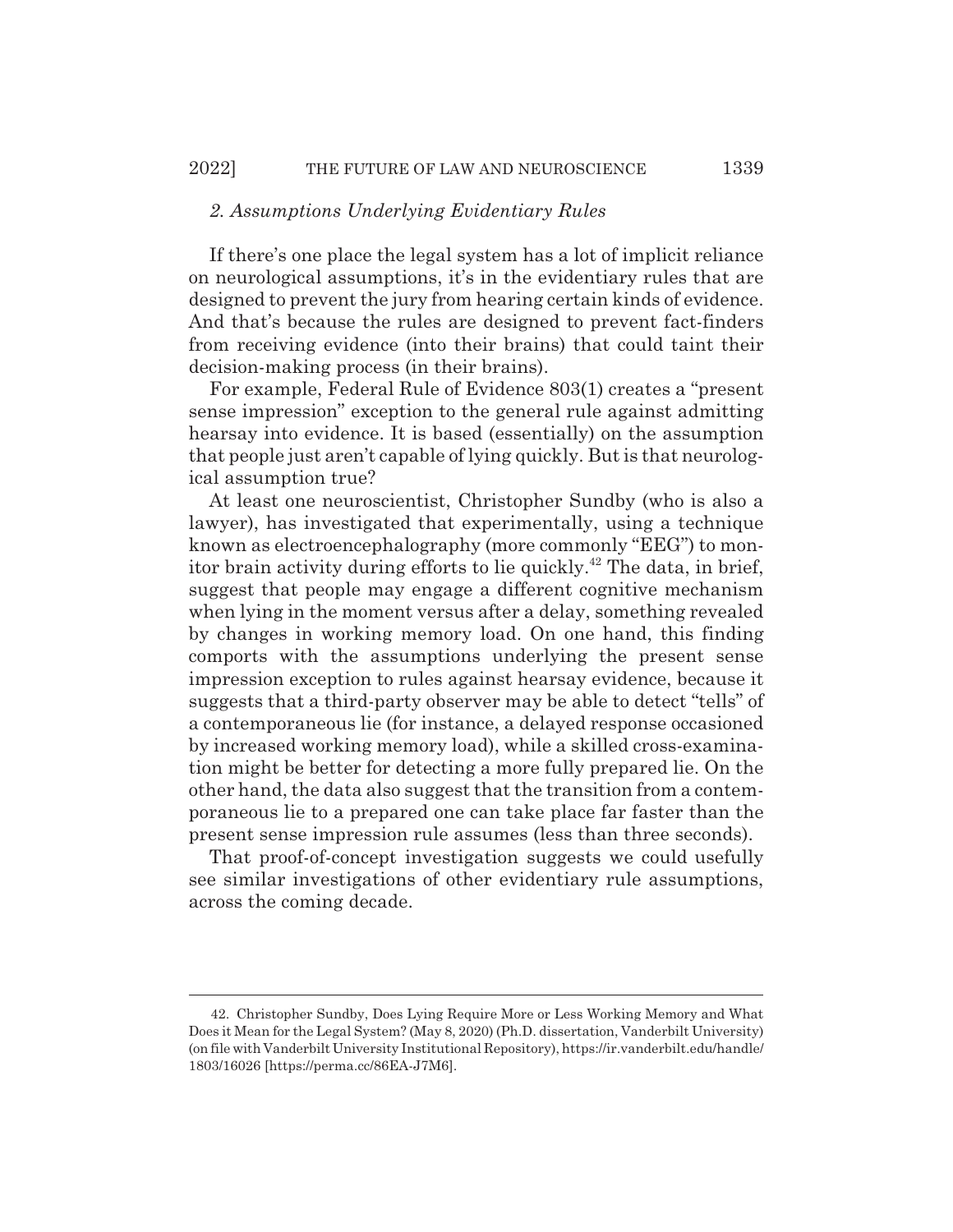### *2. Assumptions Underlying Evidentiary Rules*

If there's one place the legal system has a lot of implicit reliance on neurological assumptions, it's in the evidentiary rules that are designed to prevent the jury from hearing certain kinds of evidence. And that's because the rules are designed to prevent fact-finders from receiving evidence (into their brains) that could taint their decision-making process (in their brains).

For example, Federal Rule of Evidence 803(1) creates a "present sense impression" exception to the general rule against admitting hearsay into evidence. It is based (essentially) on the assumption that people just aren't capable of lying quickly. But is that neurological assumption true?

At least one neuroscientist, Christopher Sundby (who is also a lawyer), has investigated that experimentally, using a technique known as electroencephalography (more commonly "EEG") to monitor brain activity during efforts to lie quickly.[42] The data, in brief, suggest that people may engage a different cognitive mechanism when lying in the moment versus after a delay, something revealed by changes in working memory load. On one hand, this finding comports with the assumptions underlying the present sense impression exception to rules against hearsay evidence, because it suggests that a third-party observer may be able to detect "tells" of a contemporaneous lie (for instance, a delayed response occasioned by increased working memory load), while a skilled cross-examination might be better for detecting a more fully prepared lie. On the other hand, the data also suggest that the transition from a contemporaneous lie to a prepared one can take place far faster than the present sense impression rule assumes (less than three seconds).

That proof-of-concept investigation suggests we could usefully see similar investigations of other evidentiary rule assumptions, across the coming decade.

---

42. Christopher Sundby, Does Lying Require More or Less Working Memory and What Does it Mean for the Legal System? (May 8, 2020) (Ph.D. dissertation, Vanderbilt University) (on file with Vanderbilt University Institutional Repository), https://ir.vanderbilt.edu/handle/1803/16026 [https://perma.cc/86EA-J7M6].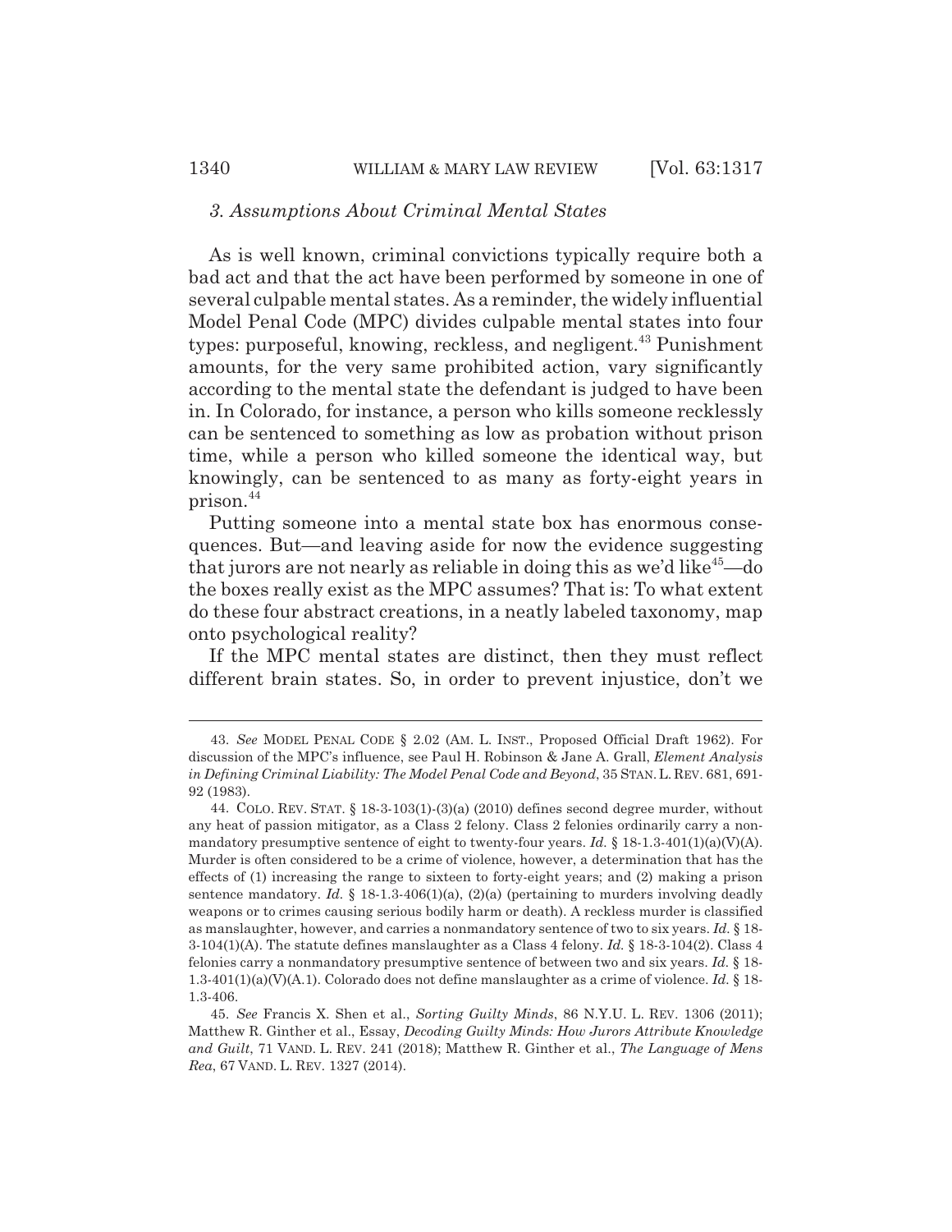### *3. Assumptions About Criminal Mental States*

As is well known, criminal convictions typically require both a bad act and that the act have been performed by someone in one of several culpable mental states. As a reminder, the widely influential Model Penal Code (MPC) divides culpable mental states into four types: purposeful, knowing, reckless, and negligent.[43] Punishment amounts, for the very same prohibited action, vary significantly according to the mental state the defendant is judged to have been in. In Colorado, for instance, a person who kills someone recklessly can be sentenced to something as low as probation without prison time, while a person who killed someone the identical way, but knowingly, can be sentenced to as many as forty-eight years in prison.[44]

Putting someone into a mental state box has enormous consequences. But—and leaving aside for now the evidence suggesting that jurors are not nearly as reliable in doing this as we'd like[45]—do the boxes really exist as the MPC assumes? That is: To what extent do these four abstract creations, in a neatly labeled taxonomy, map onto psychological reality?

If the MPC mental states are distinct, then they must reflect different brain states. So, in order to prevent injustice, don't we

---

43. *See* MODEL PENAL CODE § 2.02 (AM. L. INST., Proposed Official Draft 1962). For discussion of the MPC's influence, see Paul H. Robinson & Jane A. Grall, *Element Analysis in Defining Criminal Liability: The Model Penal Code and Beyond*, 35 STAN. L. REV. 681, 691-92 (1983).

44. COLO. REV. STAT. § 18-3-103(1)-(3)(a) (2010) defines second degree murder, without any heat of passion mitigator, as a Class 2 felony. Class 2 felonies ordinarily carry a nonmandatory presumptive sentence of eight to twenty-four years. *Id.* § 18-1.3-401(1)(a)(V)(A). Murder is often considered to be a crime of violence, however, a determination that has the effects of (1) increasing the range to sixteen to forty-eight years; and (2) making a prison sentence mandatory. *Id.* § 18-1.3-406(1)(a), (2)(a) (pertaining to murders involving deadly weapons or to crimes causing serious bodily harm or death). A reckless murder is classified as manslaughter, however, and carries a nonmandatory sentence of two to six years. *Id.* § 18-3-104(1)(A). The statute defines manslaughter as a Class 4 felony. *Id.* § 18-3-104(2). Class 4 felonies carry a nonmandatory presumptive sentence of between two and six years. *Id.* § 18-1.3-401(1)(a)(V)(A.1). Colorado does not define manslaughter as a crime of violence. *Id.* § 18-1.3-406.

45. *See* Francis X. Shen et al., *Sorting Guilty Minds*, 86 N.Y.U. L. REV. 1306 (2011); Matthew R. Ginther et al., Essay, *Decoding Guilty Minds: How Jurors Attribute Knowledge and Guilt*, 71 VAND. L. REV. 241 (2018); Matthew R. Ginther et al., *The Language of Mens Rea*, 67 VAND. L. REV. 1327 (2014).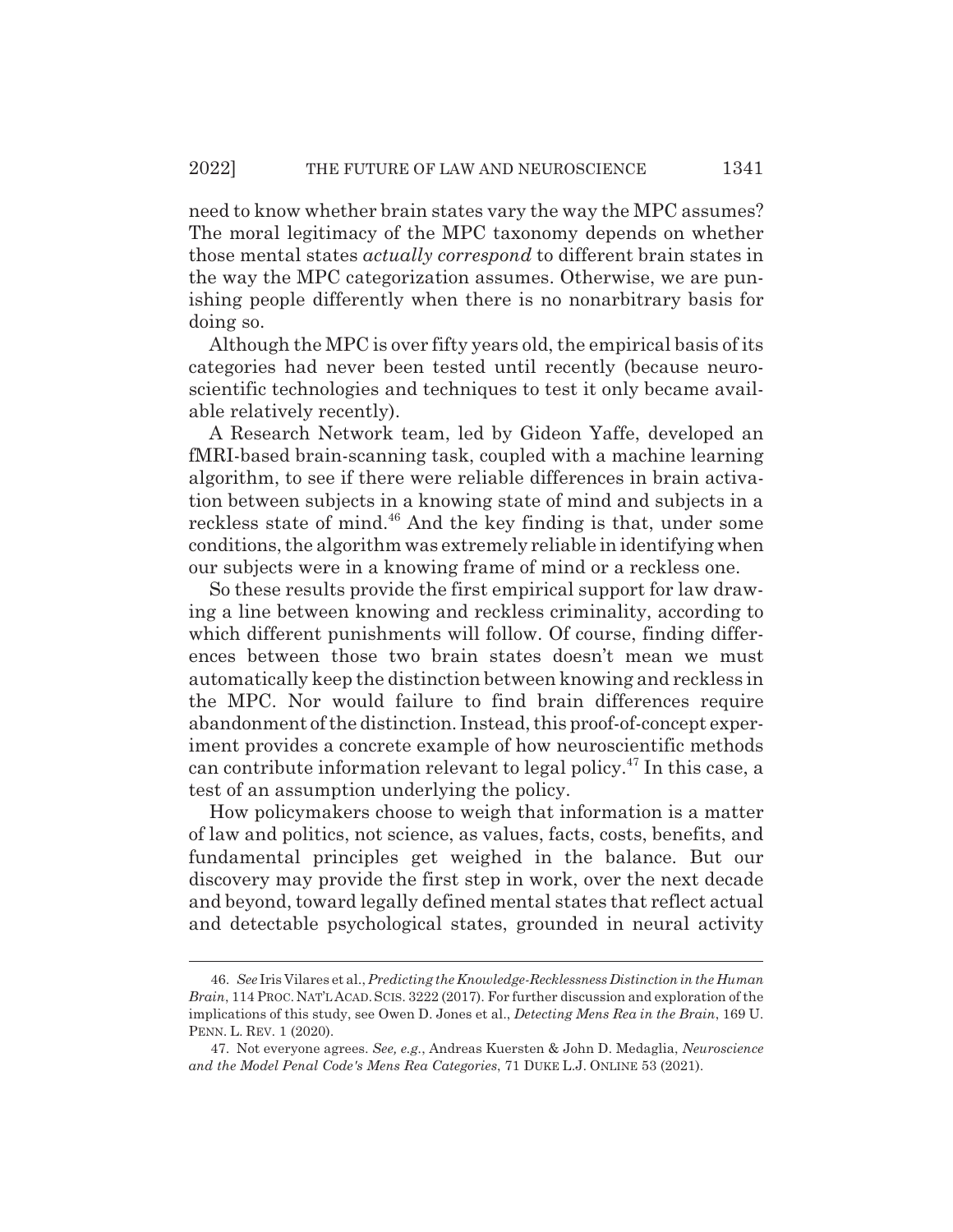need to know whether brain states vary the way the MPC assumes? The moral legitimacy of the MPC taxonomy depends on whether those mental states *actually correspond* to different brain states in the way the MPC categorization assumes. Otherwise, we are punishing people differently when there is no nonarbitrary basis for doing so.

Although the MPC is over fifty years old, the empirical basis of its categories had never been tested until recently (because neuroscientific technologies and techniques to test it only became available relatively recently).

A Research Network team, led by Gideon Yaffe, developed an fMRI-based brain-scanning task, coupled with a machine learning algorithm, to see if there were reliable differences in brain activation between subjects in a knowing state of mind and subjects in a reckless state of mind.[46] And the key finding is that, under some conditions, the algorithm was extremely reliable in identifying when our subjects were in a knowing frame of mind or a reckless one.

So these results provide the first empirical support for law drawing a line between knowing and reckless criminality, according to which different punishments will follow. Of course, finding differences between those two brain states doesn't mean we must automatically keep the distinction between knowing and reckless in the MPC. Nor would failure to find brain differences require abandonment of the distinction. Instead, this proof-of-concept experiment provides a concrete example of how neuroscientific methods can contribute information relevant to legal policy.[47] In this case, a test of an assumption underlying the policy.

How policymakers choose to weigh that information is a matter of law and politics, not science, as values, facts, costs, benefits, and fundamental principles get weighed in the balance. But our discovery may provide the first step in work, over the next decade and beyond, toward legally defined mental states that reflect actual and detectable psychological states, grounded in neural activity

---

46. *See* Iris Vilares et al., *Predicting the Knowledge-Recklessness Distinction in the Human Brain*, 114 PROC. NAT'L ACAD. SCIS. 3222 (2017). For further discussion and exploration of the implications of this study, see Owen D. Jones et al., *Detecting Mens Rea in the Brain*, 169 U. PENN. L. REV. 1 (2020).

47. Not everyone agrees. *See, e.g.*, Andreas Kuersten & John D. Medaglia, *Neuroscience and the Model Penal Code's Mens Rea Categories*, 71 DUKE L.J. ONLINE 53 (2021).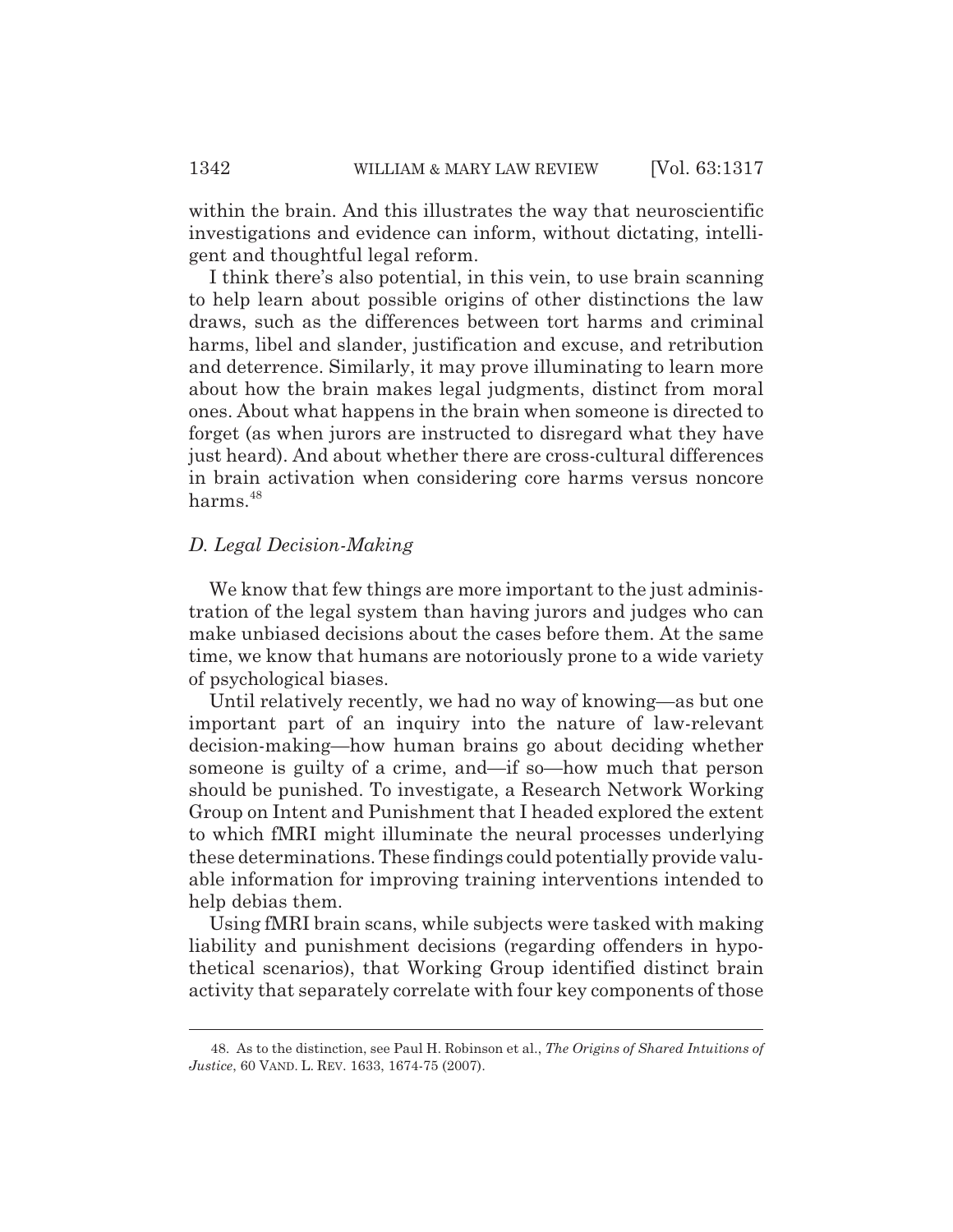within the brain. And this illustrates the way that neuroscientific investigations and evidence can inform, without dictating, intelligent and thoughtful legal reform.

I think there's also potential, in this vein, to use brain scanning to help learn about possible origins of other distinctions the law draws, such as the differences between tort harms and criminal harms, libel and slander, justification and excuse, and retribution and deterrence. Similarly, it may prove illuminating to learn more about how the brain makes legal judgments, distinct from moral ones. About what happens in the brain when someone is directed to forget (as when jurors are instructed to disregard what they have just heard). And about whether there are cross-cultural differences in brain activation when considering core harms versus noncore harms.[48]

### *D. Legal Decision-Making*

We know that few things are more important to the just administration of the legal system than having jurors and judges who can make unbiased decisions about the cases before them. At the same time, we know that humans are notoriously prone to a wide variety of psychological biases.

Until relatively recently, we had no way of knowing—as but one important part of an inquiry into the nature of law-relevant decision-making—how human brains go about deciding whether someone is guilty of a crime, and—if so—how much that person should be punished. To investigate, a Research Network Working Group on Intent and Punishment that I headed explored the extent to which fMRI might illuminate the neural processes underlying these determinations. These findings could potentially provide valuable information for improving training interventions intended to help debias them.

Using fMRI brain scans, while subjects were tasked with making liability and punishment decisions (regarding offenders in hypothetical scenarios), that Working Group identified distinct brain activity that separately correlate with four key components of those

---

48. As to the distinction, see Paul H. Robinson et al., *The Origins of Shared Intuitions of Justice*, 60 VAND. L. REV. 1633, 1674-75 (2007).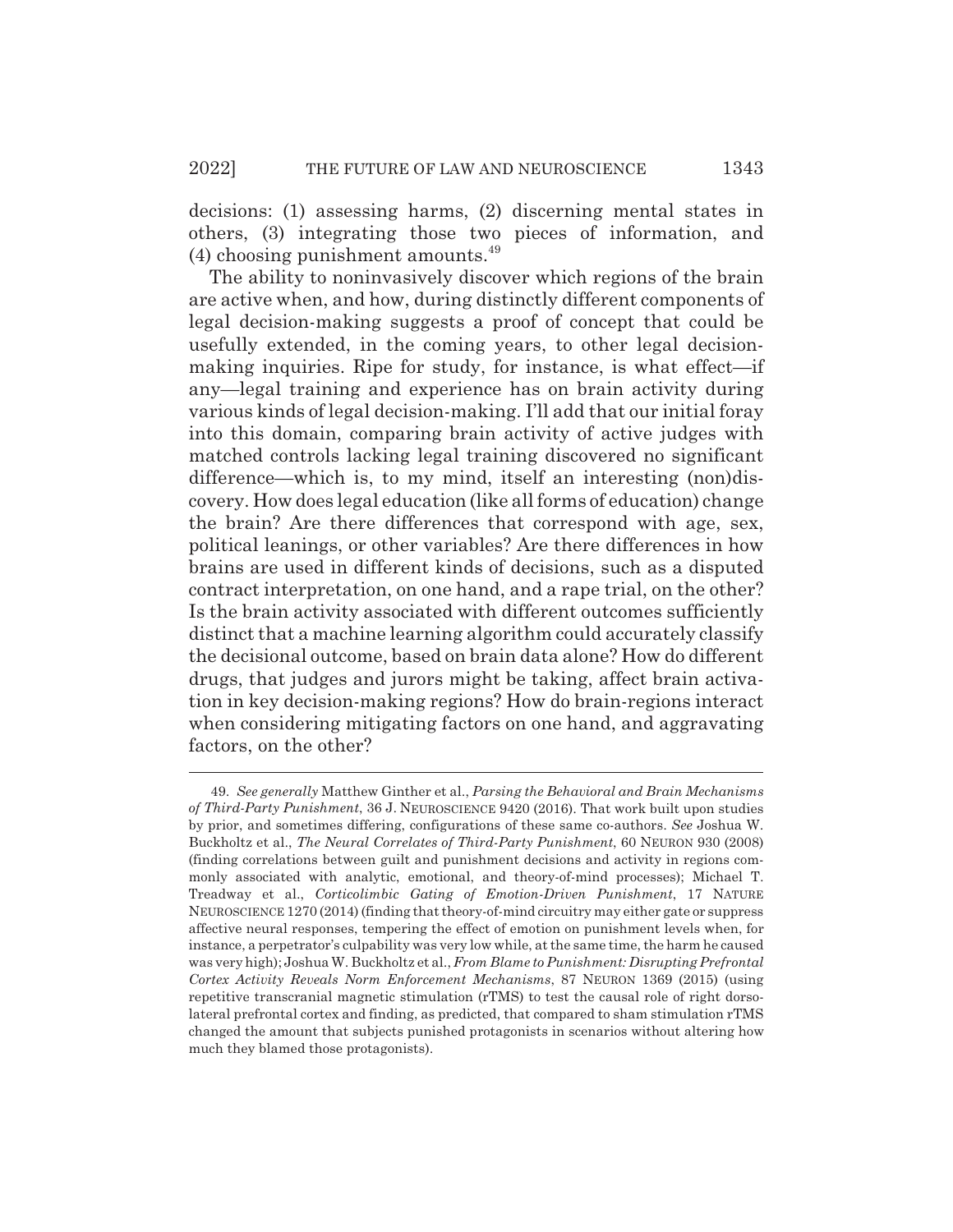decisions: (1) assessing harms, (2) discerning mental states in others, (3) integrating those two pieces of information, and (4) choosing punishment amounts.[49]

The ability to noninvasively discover which regions of the brain are active when, and how, during distinctly different components of legal decision-making suggests a proof of concept that could be usefully extended, in the coming years, to other legal decision-making inquiries. Ripe for study, for instance, is what effect—if any—legal training and experience has on brain activity during various kinds of legal decision-making. I'll add that our initial foray into this domain, comparing brain activity of active judges with matched controls lacking legal training discovered no significant difference—which is, to my mind, itself an interesting (non)discovery. How does legal education (like all forms of education) change the brain? Are there differences that correspond with age, sex, political leanings, or other variables? Are there differences in how brains are used in different kinds of decisions, such as a disputed contract interpretation, on one hand, and a rape trial, on the other? Is the brain activity associated with different outcomes sufficiently distinct that a machine learning algorithm could accurately classify the decisional outcome, based on brain data alone? How do different drugs, that judges and jurors might be taking, affect brain activation in key decision-making regions? How do brain-regions interact when considering mitigating factors on one hand, and aggravating factors, on the other?

---

49. *See generally* Matthew Ginther et al., *Parsing the Behavioral and Brain Mechanisms of Third-Party Punishment*, 36 J. NEUROSCIENCE 9420 (2016). That work built upon studies by prior, and sometimes differing, configurations of these same co-authors. *See* Joshua W. Buckholtz et al., *The Neural Correlates of Third-Party Punishment*, 60 NEURON 930 (2008) (finding correlations between guilt and punishment decisions and activity in regions commonly associated with analytic, emotional, and theory-of-mind processes); Michael T. Treadway et al., *Corticolimbic Gating of Emotion-Driven Punishment*, 17 NATURE NEUROSCIENCE 1270 (2014) (finding that theory-of-mind circuitry may either gate or suppress affective neural responses, tempering the effect of emotion on punishment levels when, for instance, a perpetrator's culpability was very low while, at the same time, the harm he caused was very high); Joshua W. Buckholtz et al., *From Blame to Punishment: Disrupting Prefrontal Cortex Activity Reveals Norm Enforcement Mechanisms*, 87 NEURON 1369 (2015) (using repetitive transcranial magnetic stimulation (rTMS) to test the causal role of right dorsolateral prefrontal cortex and finding, as predicted, that compared to sham stimulation rTMS changed the amount that subjects punished protagonists in scenarios without altering how much they blamed those protagonists).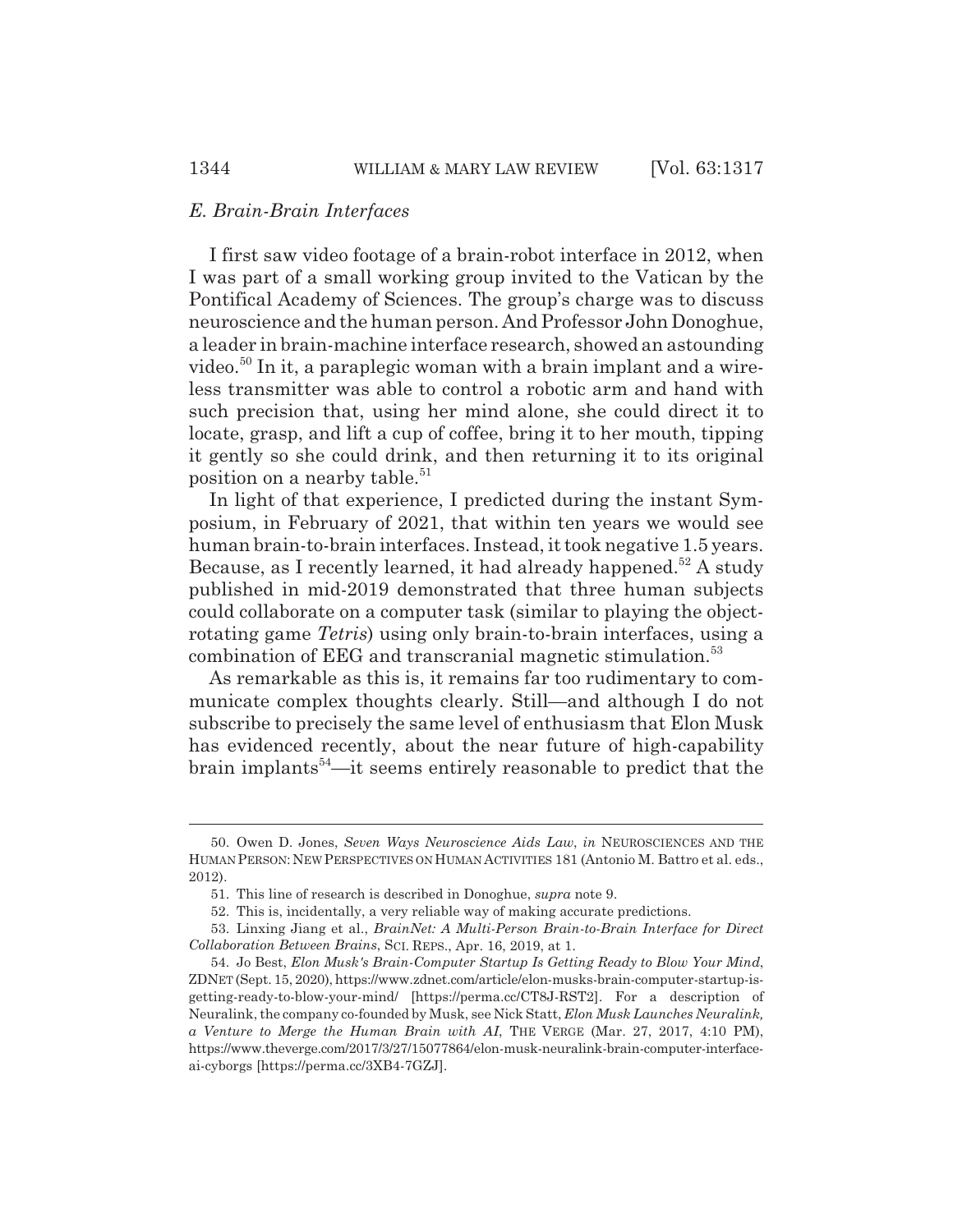### *E. Brain-Brain Interfaces*

I first saw video footage of a brain-robot interface in 2012, when I was part of a small working group invited to the Vatican by the Pontifical Academy of Sciences. The group's charge was to discuss neuroscience and the human person. And Professor John Donoghue, a leader in brain-machine interface research, showed an astounding video.[50] In it, a paraplegic woman with a brain implant and a wireless transmitter was able to control a robotic arm and hand with such precision that, using her mind alone, she could direct it to locate, grasp, and lift a cup of coffee, bring it to her mouth, tipping it gently so she could drink, and then returning it to its original position on a nearby table.[51]

In light of that experience, I predicted during the instant Symposium, in February of 2021, that within ten years we would see human brain-to-brain interfaces. Instead, it took negative 1.5 years. Because, as I recently learned, it had already happened.[52] A study published in mid-2019 demonstrated that three human subjects could collaborate on a computer task (similar to playing the object-rotating game *Tetris*) using only brain-to-brain interfaces, using a combination of EEG and transcranial magnetic stimulation.[53]

As remarkable as this is, it remains far too rudimentary to communicate complex thoughts clearly. Still—and although I do not subscribe to precisely the same level of enthusiasm that Elon Musk has evidenced recently, about the near future of high-capability brain implants[54]—it seems entirely reasonable to predict that the

---

50. Owen D. Jones, *Seven Ways Neuroscience Aids Law*, *in* NEUROSCIENCES AND THE HUMAN PERSON: NEW PERSPECTIVES ON HUMAN ACTIVITIES 181 (Antonio M. Battro et al. eds., 2012).

51. This line of research is described in Donoghue, *supra* note 9.

52. This is, incidentally, a very reliable way of making accurate predictions.

53. Linxing Jiang et al., *BrainNet: A Multi-Person Brain-to-Brain Interface for Direct Collaboration Between Brains*, SCI. REPS., Apr. 16, 2019, at 1.

54. Jo Best, *Elon Musk's Brain-Computer Startup Is Getting Ready to Blow Your Mind*, ZDNET (Sept. 15, 2020), https://www.zdnet.com/article/elon-musks-brain-computer-startup-is-getting-ready-to-blow-your-mind/ [https://perma.cc/CT8J-RST2]. For a description of Neuralink, the company co-founded by Musk, see Nick Statt, *Elon Musk Launches Neuralink, a Venture to Merge the Human Brain with AI*, THE VERGE (Mar. 27, 2017, 4:10 PM), https://www.theverge.com/2017/3/27/15077864/elon-musk-neuralink-brain-computer-interface-ai-cyborgs [https://perma.cc/3XB4-7GZJ].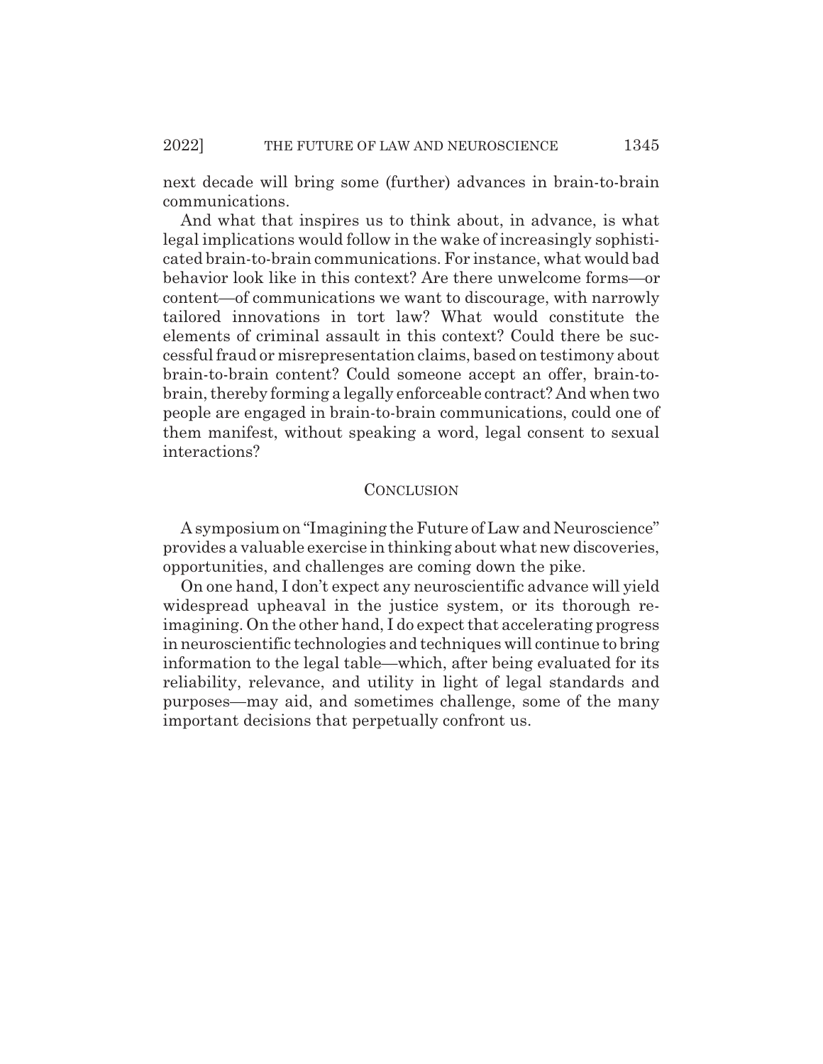next decade will bring some (further) advances in brain-to-brain communications.

And what that inspires us to think about, in advance, is what legal implications would follow in the wake of increasingly sophisticated brain-to-brain communications. For instance, what would bad behavior look like in this context? Are there unwelcome forms—or content—of communications we want to discourage, with narrowly tailored innovations in tort law? What would constitute the elements of criminal assault in this context? Could there be successful fraud or misrepresentation claims, based on testimony about brain-to-brain content? Could someone accept an offer, brain-to-brain, thereby forming a legally enforceable contract? And when two people are engaged in brain-to-brain communications, could one of them manifest, without speaking a word, legal consent to sexual interactions?

## CONCLUSION

A symposium on "Imagining the Future of Law and Neuroscience" provides a valuable exercise in thinking about what new discoveries, opportunities, and challenges are coming down the pike.

On one hand, I don't expect any neuroscientific advance will yield widespread upheaval in the justice system, or its thorough re-imagining. On the other hand, I do expect that accelerating progress in neuroscientific technologies and techniques will continue to bring information to the legal table—which, after being evaluated for its reliability, relevance, and utility in light of legal standards and purposes—may aid, and sometimes challenge, some of the many important decisions that perpetually confront us.